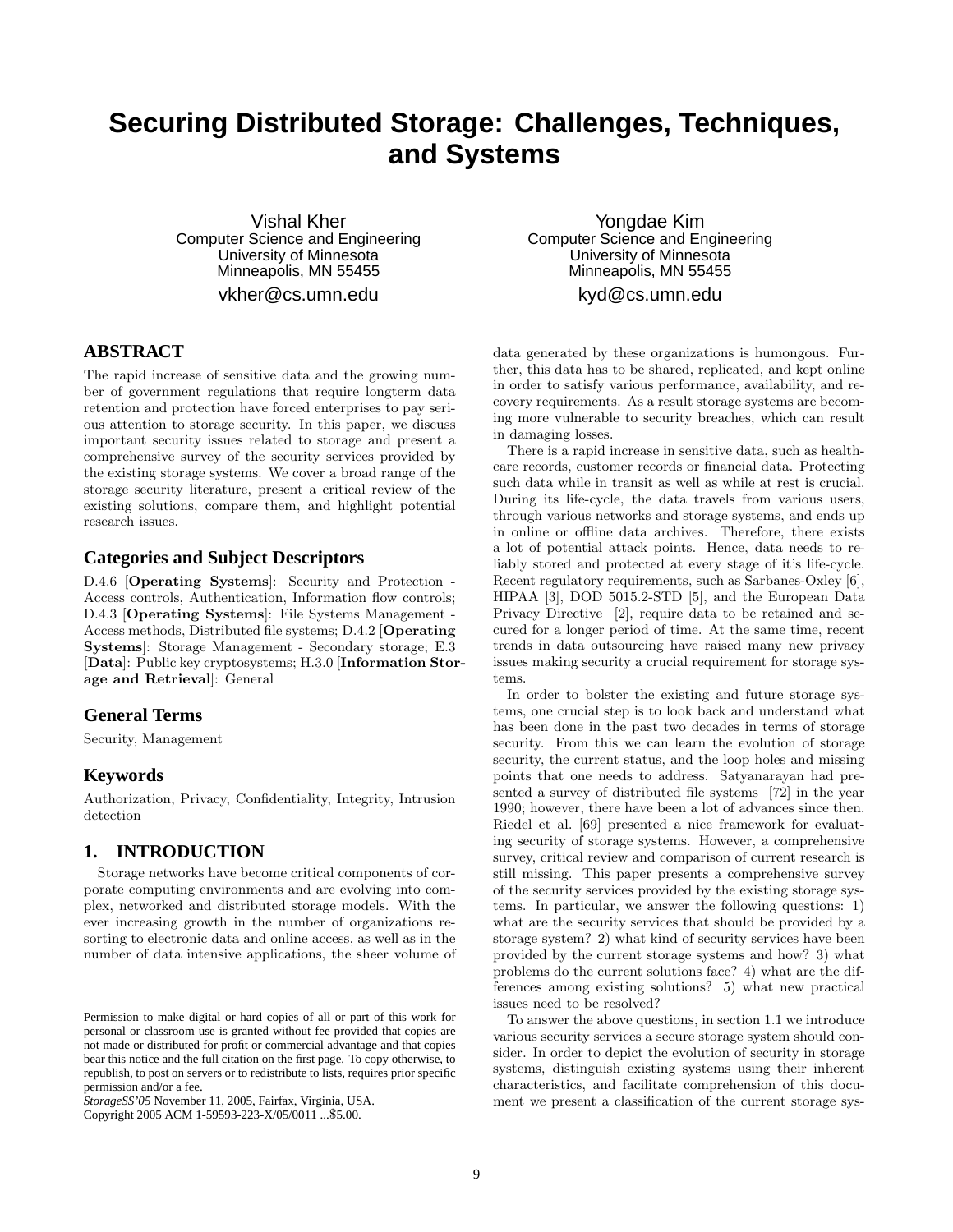# Securing Distributed Storage: Challenges, Techniques, and Systems

Vishal Kher
Computer Science and Engineering
University of Minnesota
Minneapolis, MN 55455
vkher@cs.umn.edu

Yongdae Kim
Computer Science and Engineering
University of Minnesota
Minneapolis, MN 55455
kyd@cs.umn.edu

## ABSTRACT

The rapid increase of sensitive data and the growing number of government regulations that require longterm data retention and protection have forced enterprises to pay serious attention to storage security. In this paper, we discuss important security issues related to storage and present a comprehensive survey of the security services provided by the existing storage systems. We cover a broad range of the storage security literature, present a critical review of the existing solutions, compare them, and highlight potential research issues.

## Categories and Subject Descriptors

D.4.6 [**Operating Systems**]: Security and Protection - Access controls, Authentication, Information flow controls; D.4.3 [**Operating Systems**]: File Systems Management - Access methods, Distributed file systems; D.4.2 [**Operating Systems**]: Storage Management - Secondary storage; E.3 [**Data**]: Public key cryptosystems; H.3.0 [**Information Storage and Retrieval**]: General

## General Terms

Security, Management

## Keywords

Authorization, Privacy, Confidentiality, Integrity, Intrusion detection

## 1. INTRODUCTION

Storage networks have become critical components of corporate computing environments and are evolving into complex, networked and distributed storage models. With the ever increasing growth in the number of organizations resorting to electronic data and online access, as well as in the number of data intensive applications, the sheer volume of data generated by these organizations is humongous. Further, this data has to be shared, replicated, and kept online in order to satisfy various performance, availability, and recovery requirements. As a result storage systems are becoming more vulnerable to security breaches, which can result in damaging losses.

There is a rapid increase in sensitive data, such as healthcare records, customer records or financial data. Protecting such data while in transit as well as while at rest is crucial. During its life-cycle, the data travels from various users, through various networks and storage systems, and ends up in online or offline data archives. Therefore, there exists a lot of potential attack points. Hence, data needs to reliably stored and protected at every stage of it's life-cycle. Recent regulatory requirements, such as Sarbanes-Oxley [6], HIPAA [3], DOD 5015.2-STD [5], and the European Data Privacy Directive [2], require data to be retained and secured for a longer period of time. At the same time, recent trends in data outsourcing have raised many new privacy issues making security a crucial requirement for storage systems.

In order to bolster the existing and future storage systems, one crucial step is to look back and understand what has been done in the past two decades in terms of storage security. From this we can learn the evolution of storage security, the current status, and the loop holes and missing points that one needs to address. Satyanarayan had presented a survey of distributed file systems [72] in the year 1990; however, there have been a lot of advances since then. Riedel et al. [69] presented a nice framework for evaluating security of storage systems. However, a comprehensive survey, critical review and comparison of current research is still missing. This paper presents a comprehensive survey of the security services provided by the existing storage systems. In particular, we answer the following questions: 1) what are the security services that should be provided by a storage system? 2) what kind of security services have been provided by the current storage systems and how? 3) what problems do the current solutions face? 4) what are the differences among existing solutions? 5) what new practical issues need to be resolved?

To answer the above questions, in section 1.1 we introduce various security services a secure storage system should consider. In order to depict the evolution of security in storage systems, distinguish existing systems using their inherent characteristics, and facilitate comprehension of this document we present a classification of the current storage sys-

Permission to make digital or hard copies of all or part of this work for personal or classroom use is granted without fee provided that copies are not made or distributed for profit or commercial advantage and that copies bear this notice and the full citation on the first page. To copy otherwise, to republish, to post on servers or to redistribute to lists, requires prior specific permission and/or a fee.
*StorageSS'05* November 11, 2005, Fairfax, Virginia, USA.
Copyright 2005 ACM 1-59593-223-X/05/0011 ...$5.00.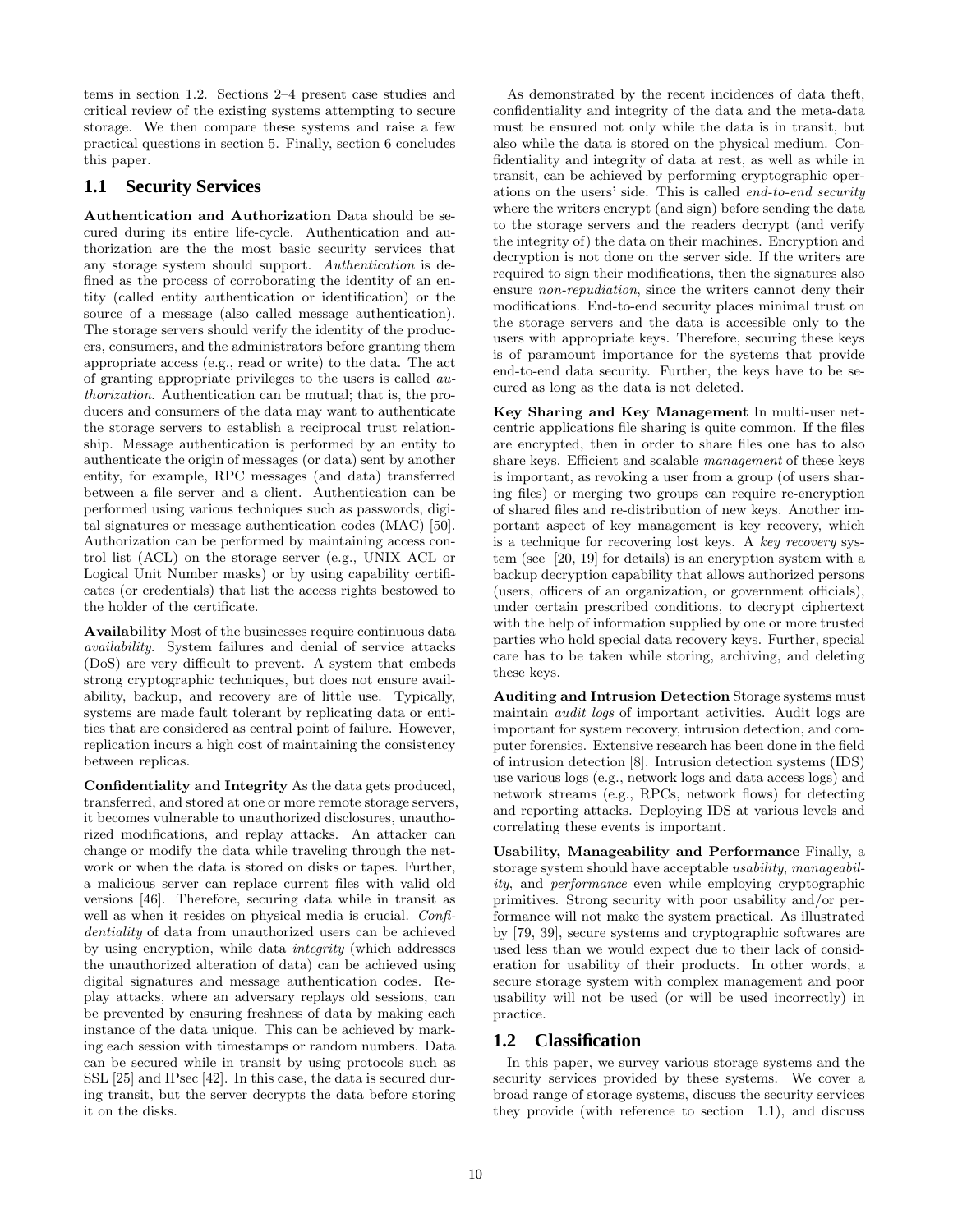tems in section 1.2. Sections 2–4 present case studies and critical review of the existing systems attempting to secure storage. We then compare these systems and raise a few practical questions in section 5. Finally, section 6 concludes this paper.

## 1.1 Security Services

**Authentication and Authorization** Data should be secured during its entire life-cycle. Authentication and authorization are the the most basic security services that any storage system should support. *Authentication* is defined as the process of corroborating the identity of an entity (called entity authentication or identification) or the source of a message (also called message authentication). The storage servers should verify the identity of the producers, consumers, and the administrators before granting them appropriate access (e.g., read or write) to the data. The act of granting appropriate privileges to the users is called *authorization*. Authentication can be mutual; that is, the producers and consumers of the data may want to authenticate the storage servers to establish a reciprocal trust relationship. Message authentication is performed by an entity to authenticate the origin of messages (or data) sent by another entity, for example, RPC messages (and data) transferred between a file server and a client. Authentication can be performed using various techniques such as passwords, digital signatures or message authentication codes (MAC) [50]. Authorization can be performed by maintaining access control list (ACL) on the storage server (e.g., UNIX ACL or Logical Unit Number masks) or by using capability certificates (or credentials) that list the access rights bestowed to the holder of the certificate.

**Availability** Most of the businesses require continuous data *availability*. System failures and denial of service attacks (DoS) are very difficult to prevent. A system that embeds strong cryptographic techniques, but does not ensure availability, backup, and recovery are of little use. Typically, systems are made fault tolerant by replicating data or entities that are considered as central point of failure. However, replication incurs a high cost of maintaining the consistency between replicas.

**Confidentiality and Integrity** As the data gets produced, transferred, and stored at one or more remote storage servers, it becomes vulnerable to unauthorized disclosures, unauthorized modifications, and replay attacks. An attacker can change or modify the data while traveling through the network or when the data is stored on disks or tapes. Further, a malicious server can replace current files with valid old versions [46]. Therefore, securing data while in transit as well as when it resides on physical media is crucial. *Confidentiality* of data from unauthorized users can be achieved by using encryption, while data *integrity* (which addresses the unauthorized alteration of data) can be achieved using digital signatures and message authentication codes. Replay attacks, where an adversary replays old sessions, can be prevented by ensuring freshness of data by making each instance of the data unique. This can be achieved by marking each session with timestamps or random numbers. Data can be secured while in transit by using protocols such as SSL [25] and IPsec [42]. In this case, the data is secured during transit, but the server decrypts the data before storing it on the disks.

As demonstrated by the recent incidences of data theft, confidentiality and integrity of the data and the meta-data must be ensured not only while the data is in transit, but also while the data is stored on the physical medium. Confidentiality and integrity of data at rest, as well as while in transit, can be achieved by performing cryptographic operations on the users' side. This is called *end-to-end security* where the writers encrypt (and sign) before sending the data to the storage servers and the readers decrypt (and verify the integrity of) the data on their machines. Encryption and decryption is not done on the server side. If the writers are required to sign their modifications, then the signatures also ensure *non-repudiation*, since the writers cannot deny their modifications. End-to-end security places minimal trust on the storage servers and the data is accessible only to the users with appropriate keys. Therefore, securing these keys is of paramount importance for the systems that provide end-to-end data security. Further, the keys have to be secured as long as the data is not deleted.

**Key Sharing and Key Management** In multi-user netcentric applications file sharing is quite common. If the files are encrypted, then in order to share files one has to also share keys. Efficient and scalable *management* of these keys is important, as revoking a user from a group (of users sharing files) or merging two groups can require re-encryption of shared files and re-distribution of new keys. Another important aspect of key management is key recovery, which is a technique for recovering lost keys. A *key recovery* system (see [20, 19] for details) is an encryption system with a backup decryption capability that allows authorized persons (users, officers of an organization, or government officials), under certain prescribed conditions, to decrypt ciphertext with the help of information supplied by one or more trusted parties who hold special data recovery keys. Further, special care has to be taken while storing, archiving, and deleting these keys.

**Auditing and Intrusion Detection** Storage systems must maintain *audit logs* of important activities. Audit logs are important for system recovery, intrusion detection, and computer forensics. Extensive research has been done in the field of intrusion detection [8]. Intrusion detection systems (IDS) use various logs (e.g., network logs and data access logs) and network streams (e.g., RPCs, network flows) for detecting and reporting attacks. Deploying IDS at various levels and correlating these events is important.

**Usability, Manageability and Performance** Finally, a storage system should have acceptable *usability*, *manageability*, and *performance* even while employing cryptographic primitives. Strong security with poor usability and/or performance will not make the system practical. As illustrated by [79, 39], secure systems and cryptographic softwares are used less than we would expect due to their lack of consideration for usability of their products. In other words, a secure storage system with complex management and poor usability will not be used (or will be used incorrectly) in practice.

## 1.2 Classification

In this paper, we survey various storage systems and the security services provided by these systems. We cover a broad range of storage systems, discuss the security services they provide (with reference to section 1.1), and discuss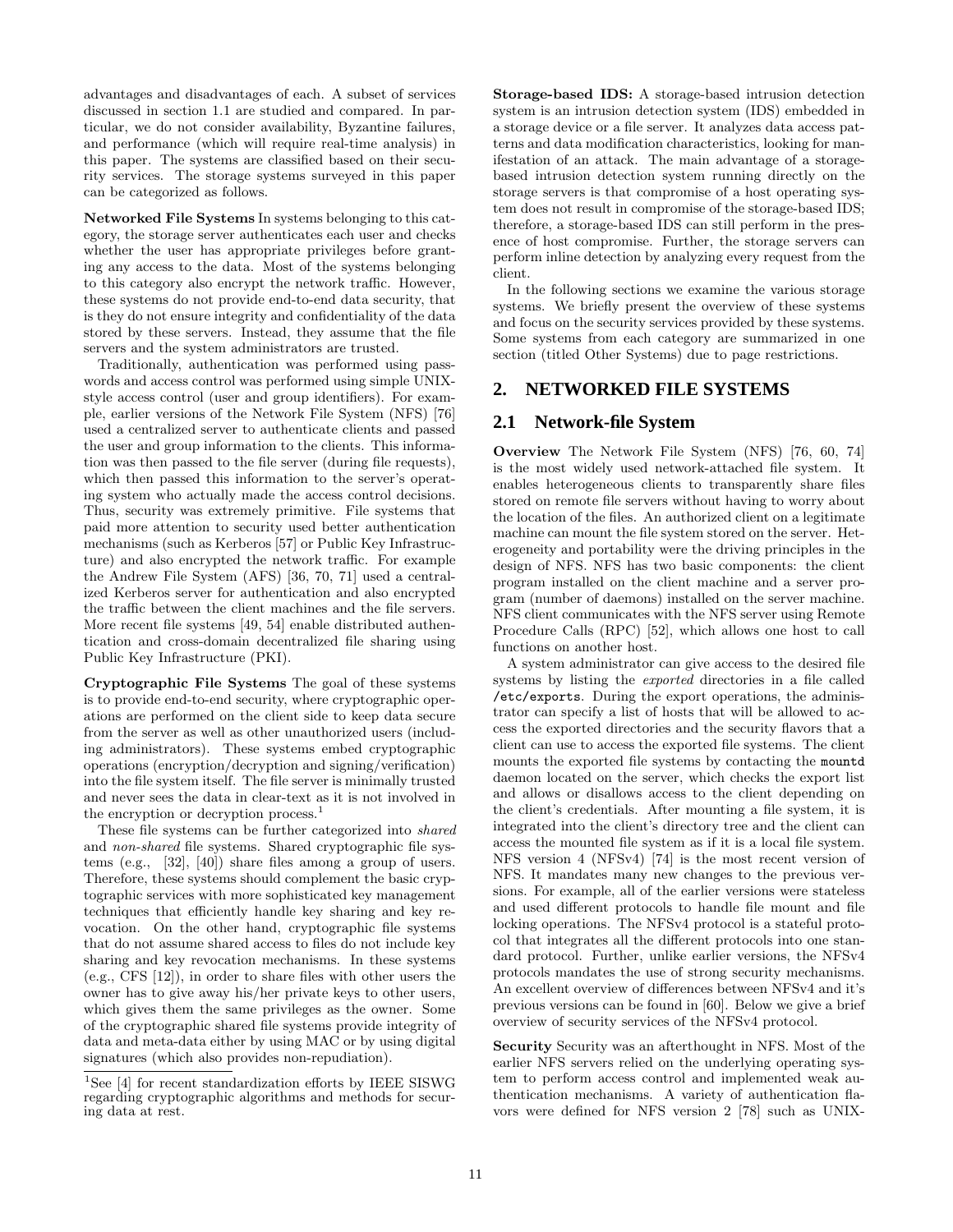advantages and disadvantages of each. A subset of services discussed in section 1.1 are studied and compared. In particular, we do not consider availability, Byzantine failures, and performance (which will require real-time analysis) in this paper. The systems are classified based on their security services. The storage systems surveyed in this paper can be categorized as follows.

**Networked File Systems** In systems belonging to this category, the storage server authenticates each user and checks whether the user has appropriate privileges before granting any access to the data. Most of the systems belonging to this category also encrypt the network traffic. However, these systems do not provide end-to-end data security, that is they do not ensure integrity and confidentiality of the data stored by these servers. Instead, they assume that the file servers and the system administrators are trusted.

Traditionally, authentication was performed using passwords and access control was performed using simple UNIX-style access control (user and group identifiers). For example, earlier versions of the Network File System (NFS) [76] used a centralized server to authenticate clients and passed the user and group information to the clients. This information was then passed to the file server (during file requests), which then passed this information to the server's operating system who actually made the access control decisions. Thus, security was extremely primitive. File systems that paid more attention to security used better authentication mechanisms (such as Kerberos [57] or Public Key Infrastructure) and also encrypted the network traffic. For example the Andrew File System (AFS) [36, 70, 71] used a centralized Kerberos server for authentication and also encrypted the traffic between the client machines and the file servers. More recent file systems [49, 54] enable distributed authentication and cross-domain decentralized file sharing using Public Key Infrastructure (PKI).

**Cryptographic File Systems** The goal of these systems is to provide end-to-end security, where cryptographic operations are performed on the client side to keep data secure from the server as well as other unauthorized users (including administrators). These systems embed cryptographic operations (encryption/decryption and signing/verification) into the file system itself. The file server is minimally trusted and never sees the data in clear-text as it is not involved in the encryption or decryption process.[1]

These file systems can be further categorized into *shared* and *non-shared* file systems. Shared cryptographic file systems (e.g., [32], [40]) share files among a group of users. Therefore, these systems should complement the basic cryptographic services with more sophisticated key management techniques that efficiently handle key sharing and key revocation. On the other hand, cryptographic file systems that do not assume shared access to files do not include key sharing and key revocation mechanisms. In these systems (e.g., CFS [12]), in order to share files with other users the owner has to give away his/her private keys to other users, which gives them the same privileges as the owner. Some of the cryptographic shared file systems provide integrity of data and meta-data either by using MAC or by using digital signatures (which also provides non-repudiation).

[1]See [4] for recent standardization efforts by IEEE SISWG regarding cryptographic algorithms and methods for securing data at rest.

**Storage-based IDS:** A storage-based intrusion detection system is an intrusion detection system (IDS) embedded in a storage device or a file server. It analyzes data access patterns and data modification characteristics, looking for manifestation of an attack. The main advantage of a storage-based intrusion detection system running directly on the storage servers is that compromise of a host operating system does not result in compromise of the storage-based IDS; therefore, a storage-based IDS can still perform in the presence of host compromise. Further, the storage servers can perform inline detection by analyzing every request from the client.

In the following sections we examine the various storage systems. We briefly present the overview of these systems and focus on the security services provided by these systems. Some systems from each category are summarized in one section (titled Other Systems) due to page restrictions.

## 2. NETWORKED FILE SYSTEMS

### 2.1 Network-file System

**Overview** The Network File System (NFS) [76, 60, 74] is the most widely used network-attached file system. It enables heterogeneous clients to transparently share files stored on remote file servers without having to worry about the location of the files. An authorized client on a legitimate machine can mount the file system stored on the server. Heterogeneity and portability were the driving principles in the design of NFS. NFS has two basic components: the client program installed on the client machine and a server program (number of daemons) installed on the server machine. NFS client communicates with the NFS server using Remote Procedure Calls (RPC) [52], which allows one host to call functions on another host.

A system administrator can give access to the desired file systems by listing the *exported* directories in a file called `/etc/exports`. During the export operations, the administrator can specify a list of hosts that will be allowed to access the exported directories and the security flavors that a client can use to access the exported file systems. The client mounts the exported file systems by contacting the `mountd` daemon located on the server, which checks the export list and allows or disallows access to the client depending on the client's credentials. After mounting a file system, it is integrated into the client's directory tree and the client can access the mounted file system as if it is a local file system. NFS version 4 (NFSv4) [74] is the most recent version of NFS. It mandates many new changes to the previous versions. For example, all of the earlier versions were stateless and used different protocols to handle file mount and file locking operations. The NFSv4 protocol is a stateful protocol that integrates all the different protocols into one standard protocol. Further, unlike earlier versions, the NFSv4 protocols mandates the use of strong security mechanisms. An excellent overview of differences between NFSv4 and it's previous versions can be found in [60]. Below we give a brief overview of security services of the NFSv4 protocol.

**Security** Security was an afterthought in NFS. Most of the earlier NFS servers relied on the underlying operating system to perform access control and implemented weak authentication mechanisms. A variety of authentication flavors were defined for NFS version 2 [78] such as UNIX-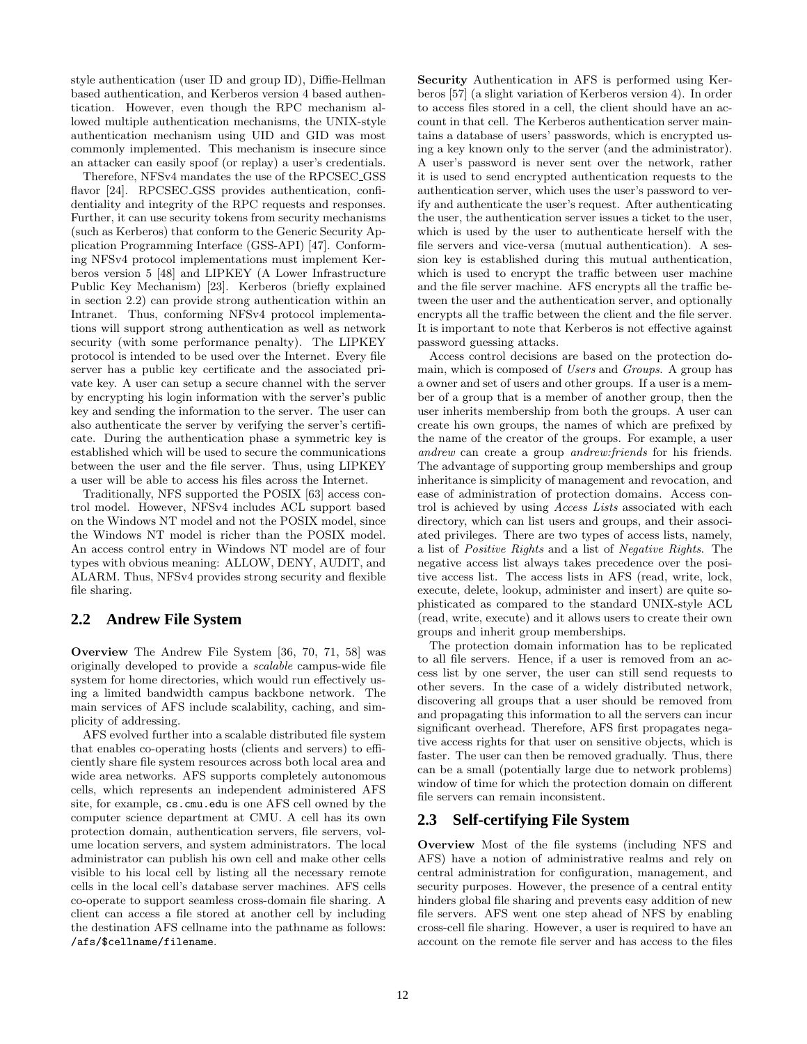style authentication (user ID and group ID), Diffie-Hellman based authentication, and Kerberos version 4 based authentication. However, even though the RPC mechanism allowed multiple authentication mechanisms, the UNIX-style authentication mechanism using UID and GID was most commonly implemented. This mechanism is insecure since an attacker can easily spoof (or replay) a user's credentials.

Therefore, NFSv4 mandates the use of the RPCSEC_GSS flavor [24]. RPCSEC_GSS provides authentication, confidentiality and integrity of the RPC requests and responses. Further, it can use security tokens from security mechanisms (such as Kerberos) that conform to the Generic Security Application Programming Interface (GSS-API) [47]. Conforming NFSv4 protocol implementations must implement Kerberos version 5 [48] and LIPKEY (A Lower Infrastructure Public Key Mechanism) [23]. Kerberos (briefly explained in section 2.2) can provide strong authentication within an Intranet. Thus, conforming NFSv4 protocol implementations will support strong authentication as well as network security (with some performance penalty). The LIPKEY protocol is intended to be used over the Internet. Every file server has a public key certificate and the associated private key. A user can setup a secure channel with the server by encrypting his login information with the server's public key and sending the information to the server. The user can also authenticate the server by verifying the server's certificate. During the authentication phase a symmetric key is established which will be used to secure the communications between the user and the file server. Thus, using LIPKEY a user will be able to access his files across the Internet.

Traditionally, NFS supported the POSIX [63] access control model. However, NFSv4 includes ACL support based on the Windows NT model and not the POSIX model, since the Windows NT model is richer than the POSIX model. An access control entry in Windows NT model are of four types with obvious meaning: ALLOW, DENY, AUDIT, and ALARM. Thus, NFSv4 provides strong security and flexible file sharing.

## 2.2 Andrew File System

**Overview** The Andrew File System [36, 70, 71, 58] was originally developed to provide a *scalable* campus-wide file system for home directories, which would run effectively using a limited bandwidth campus backbone network. The main services of AFS include scalability, caching, and simplicity of addressing.

AFS evolved further into a scalable distributed file system that enables co-operating hosts (clients and servers) to efficiently share file system resources across both local area and wide area networks. AFS supports completely autonomous cells, which represents an independent administered AFS site, for example, `cs.cmu.edu` is one AFS cell owned by the computer science department at CMU. A cell has its own protection domain, authentication servers, file servers, volume location servers, and system administrators. The local administrator can publish his own cell and make other cells visible to his local cell by listing all the necessary remote cells in the local cell's database server machines. AFS cells co-operate to support seamless cross-domain file sharing. A client can access a file stored at another cell by including the destination AFS cellname into the pathname as follows: `/afs/$cellname/filename`.

**Security** Authentication in AFS is performed using Kerberos [57] (a slight variation of Kerberos version 4). In order to access files stored in a cell, the client should have an account in that cell. The Kerberos authentication server maintains a database of users' passwords, which is encrypted using a key known only to the server (and the administrator). A user's password is never sent over the network, rather it is used to send encrypted authentication requests to the authentication server, which uses the user's password to verify and authenticate the user's request. After authenticating the user, the authentication server issues a ticket to the user, which is used by the user to authenticate herself with the file servers and vice-versa (mutual authentication). A session key is established during this mutual authentication, which is used to encrypt the traffic between user machine and the file server machine. AFS encrypts all the traffic between the user and the authentication server, and optionally encrypts all the traffic between the client and the file server. It is important to note that Kerberos is not effective against password guessing attacks.

Access control decisions are based on the protection domain, which is composed of *Users* and *Groups*. A group has a owner and set of users and other groups. If a user is a member of a group that is a member of another group, then the user inherits membership from both the groups. A user can create his own groups, the names of which are prefixed by the name of the creator of the groups. For example, a user *andrew* can create a group *andrew:friends* for his friends. The advantage of supporting group memberships and group inheritance is simplicity of management and revocation, and ease of administration of protection domains. Access control is achieved by using *Access Lists* associated with each directory, which can list users and groups, and their associated privileges. There are two types of access lists, namely, a list of *Positive Rights* and a list of *Negative Rights*. The negative access list always takes precedence over the positive access list. The access lists in AFS (read, write, lock, execute, delete, lookup, administer and insert) are quite sophisticated as compared to the standard UNIX-style ACL (read, write, execute) and it allows users to create their own groups and inherit group memberships.

The protection domain information has to be replicated to all file servers. Hence, if a user is removed from an access list by one server, the user can still send requests to other severs. In the case of a widely distributed network, discovering all groups that a user should be removed from and propagating this information to all the servers can incur significant overhead. Therefore, AFS first propagates negative access rights for that user on sensitive objects, which is faster. The user can then be removed gradually. Thus, there can be a small (potentially large due to network problems) window of time for which the protection domain on different file servers can remain inconsistent.

## 2.3 Self-certifying File System

**Overview** Most of the file systems (including NFS and AFS) have a notion of administrative realms and rely on central administration for configuration, management, and security purposes. However, the presence of a central entity hinders global file sharing and prevents easy addition of new file servers. AFS went one step ahead of NFS by enabling cross-cell file sharing. However, a user is required to have an account on the remote file server and has access to the files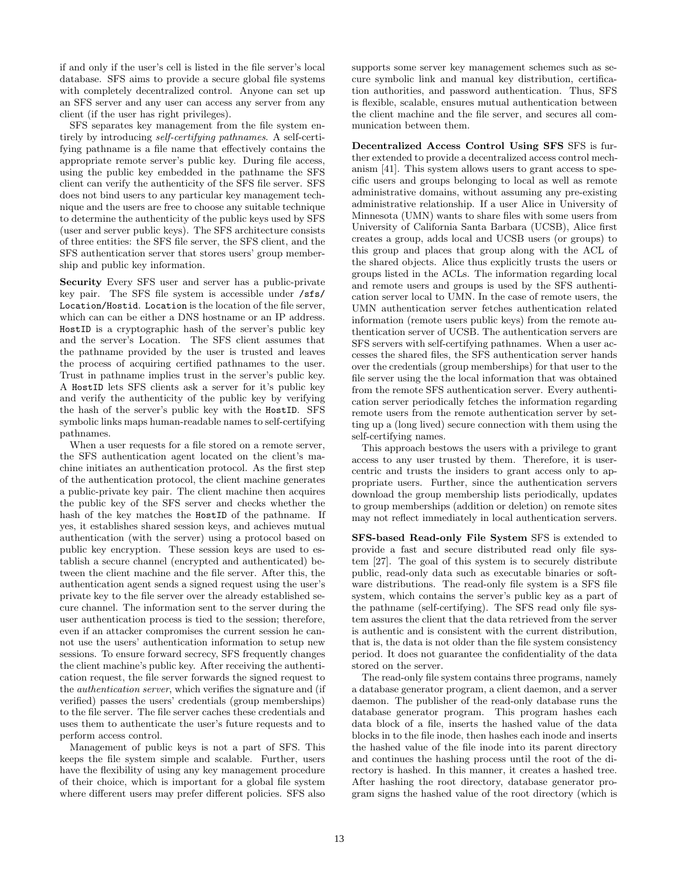if and only if the user's cell is listed in the file server's local database. SFS aims to provide a secure global file systems with completely decentralized control. Anyone can set up an SFS server and any user can access any server from any client (if the user has right privileges).

SFS separates key management from the file system entirely by introducing *self-certifying pathnames*. A self-certifying pathname is a file name that effectively contains the appropriate remote server's public key. During file access, using the public key embedded in the pathname the SFS client can verify the authenticity of the SFS file server. SFS does not bind users to any particular key management technique and the users are free to choose any suitable technique to determine the authenticity of the public keys used by SFS (user and server public keys). The SFS architecture consists of three entities: the SFS file server, the SFS client, and the SFS authentication server that stores users' group membership and public key information.

**Security** Every SFS user and server has a public-private key pair. The SFS file system is accessible under `/sfs/Location/Hostid`. `Location` is the location of the file server, which can can be either a DNS hostname or an IP address. `HostID` is a cryptographic hash of the server's public key and the server's Location. The SFS client assumes that the pathname provided by the user is trusted and leaves the process of acquiring certified pathnames to the user. Trust in pathname implies trust in the server's public key. A `HostID` lets SFS clients ask a server for it's public key and verify the authenticity of the public key by verifying the hash of the server's public key with the `HostID`. SFS symbolic links maps human-readable names to self-certifying pathnames.

When a user requests for a file stored on a remote server, the SFS authentication agent located on the client's machine initiates an authentication protocol. As the first step of the authentication protocol, the client machine generates a public-private key pair. The client machine then acquires the public key of the SFS server and checks whether the hash of the key matches the `HostID` of the pathname. If yes, it establishes shared session keys, and achieves mutual authentication (with the server) using a protocol based on public key encryption. These session keys are used to establish a secure channel (encrypted and authenticated) between the client machine and the file server. After this, the authentication agent sends a signed request using the user's private key to the file server over the already established secure channel. The information sent to the server during the user authentication process is tied to the session; therefore, even if an attacker compromises the current session he cannot use the users' authentication information to setup new sessions. To ensure forward secrecy, SFS frequently changes the client machine's public key. After receiving the authentication request, the file server forwards the signed request to the *authentication server*, which verifies the signature and (if verified) passes the users' credentials (group memberships) to the file server. The file server caches these credentials and uses them to authenticate the user's future requests and to perform access control.

Management of public keys is not a part of SFS. This keeps the file system simple and scalable. Further, users have the flexibility of using any key management procedure of their choice, which is important for a global file system where different users may prefer different policies. SFS also supports some server key management schemes such as secure symbolic link and manual key distribution, certification authorities, and password authentication. Thus, SFS is flexible, scalable, ensures mutual authentication between the client machine and the file server, and secures all communication between them.

**Decentralized Access Control Using SFS** SFS is further extended to provide a decentralized access control mechanism [41]. This system allows users to grant access to specific users and groups belonging to local as well as remote administrative domains, without assuming any pre-existing administrative relationship. If a user Alice in University of Minnesota (UMN) wants to share files with some users from University of California Santa Barbara (UCSB), Alice first creates a group, adds local and UCSB users (or groups) to this group and places that group along with the ACL of the shared objects. Alice thus explicitly trusts the users or groups listed in the ACLs. The information regarding local and remote users and groups is used by the SFS authentication server local to UMN. In the case of remote users, the UMN authentication server fetches authentication related information (remote users public keys) from the remote authentication server of UCSB. The authentication servers are SFS servers with self-certifying pathnames. When a user accesses the shared files, the SFS authentication server hands over the credentials (group memberships) for that user to the file server using the the local information that was obtained from the remote SFS authentication server. Every authentication server periodically fetches the information regarding remote users from the remote authentication server by setting up a (long lived) secure connection with them using the self-certifying names.

This approach bestows the users with a privilege to grant access to any user trusted by them. Therefore, it is user-centric and trusts the insiders to grant access only to appropriate users. Further, since the authentication servers download the group membership lists periodically, updates to group memberships (addition or deletion) on remote sites may not reflect immediately in local authentication servers.

**SFS-based Read-only File System** SFS is extended to provide a fast and secure distributed read only file system [27]. The goal of this system is to securely distribute public, read-only data such as executable binaries or software distributions. The read-only file system is a SFS file system, which contains the server's public key as a part of the pathname (self-certifying). The SFS read only file system assures the client that the data retrieved from the server is authentic and is consistent with the current distribution, that is, the data is not older than the file system consistency period. It does not guarantee the confidentiality of the data stored on the server.

The read-only file system contains three programs, namely a database generator program, a client daemon, and a server daemon. The publisher of the read-only database runs the database generator program. This program hashes each data block of a file, inserts the hashed value of the data blocks in to the file inode, then hashes each inode and inserts the hashed value of the file inode into its parent directory and continues the hashing process until the root of the directory is hashed. In this manner, it creates a hashed tree. After hashing the root directory, database generator program signs the hashed value of the root directory (which is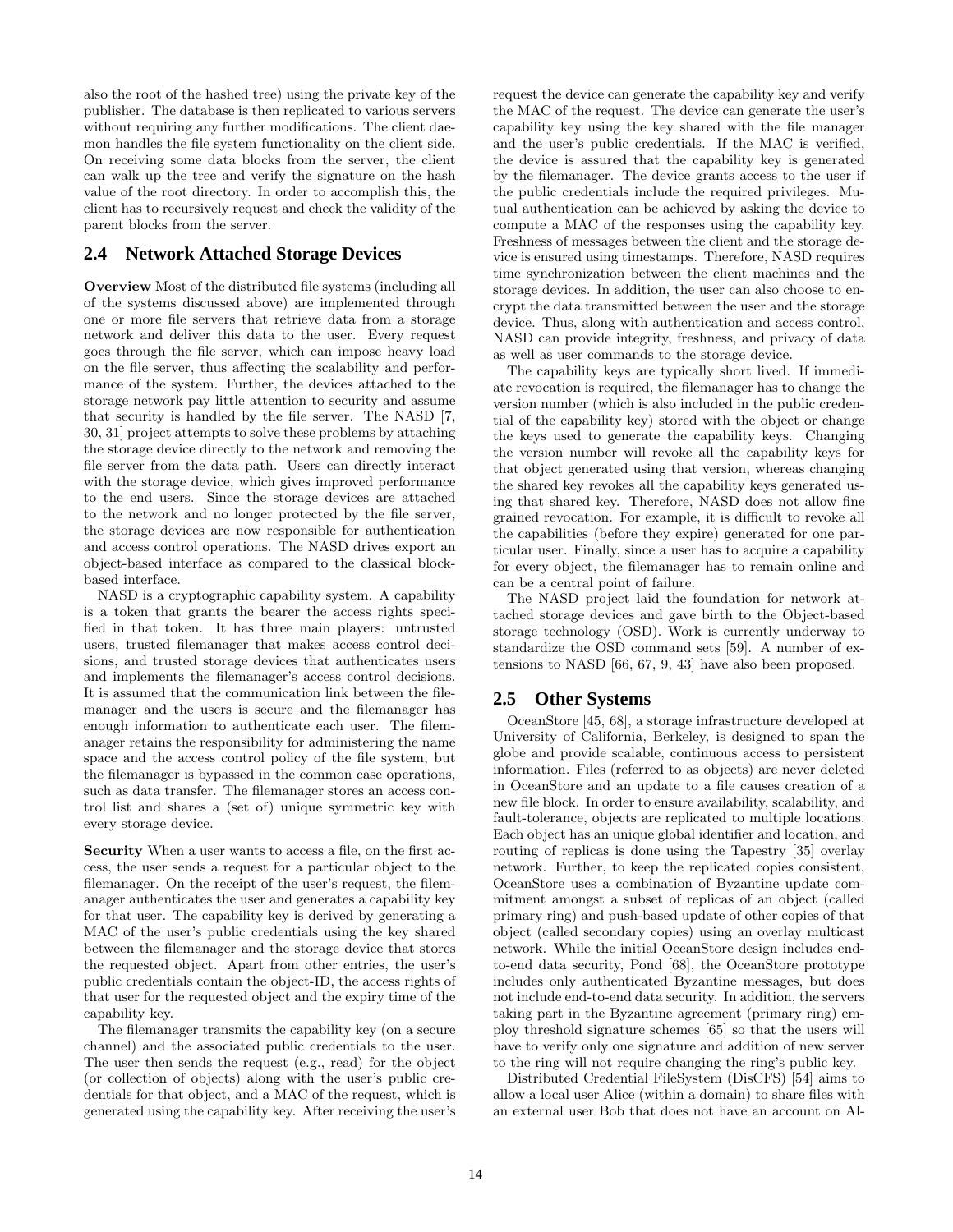also the root of the hashed tree) using the private key of the publisher. The database is then replicated to various servers without requiring any further modifications. The client daemon handles the file system functionality on the client side. On receiving some data blocks from the server, the client can walk up the tree and verify the signature on the hash value of the root directory. In order to accomplish this, the client has to recursively request and check the validity of the parent blocks from the server.

## 2.4 Network Attached Storage Devices

**Overview** Most of the distributed file systems (including all of the systems discussed above) are implemented through one or more file servers that retrieve data from a storage network and deliver this data to the user. Every request goes through the file server, which can impose heavy load on the file server, thus affecting the scalability and performance of the system. Further, the devices attached to the storage network pay little attention to security and assume that security is handled by the file server. The NASD [7, 30, 31] project attempts to solve these problems by attaching the storage device directly to the network and removing the file server from the data path. Users can directly interact with the storage device, which gives improved performance to the end users. Since the storage devices are attached to the network and no longer protected by the file server, the storage devices are now responsible for authentication and access control operations. The NASD drives export an object-based interface as compared to the classical block-based interface.

NASD is a cryptographic capability system. A capability is a token that grants the bearer the access rights specified in that token. It has three main players: untrusted users, trusted filemanager that makes access control decisions, and trusted storage devices that authenticates users and implements the filemanager's access control decisions. It is assumed that the communication link between the filemanager and the users is secure and the filemanager has enough information to authenticate each user. The filemanager retains the responsibility for administering the name space and the access control policy of the file system, but the filemanager is bypassed in the common case operations, such as data transfer. The filemanager stores an access control list and shares a (set of) unique symmetric key with every storage device.

**Security** When a user wants to access a file, on the first access, the user sends a request for a particular object to the filemanager. On the receipt of the user's request, the filemanager authenticates the user and generates a capability key for that user. The capability key is derived by generating a MAC of the user's public credentials using the key shared between the filemanager and the storage device that stores the requested object. Apart from other entries, the user's public credentials contain the object-ID, the access rights of that user for the requested object and the expiry time of the capability key.

The filemanager transmits the capability key (on a secure channel) and the associated public credentials to the user. The user then sends the request (e.g., read) for the object (or collection of objects) along with the user's public credentials for that object, and a MAC of the request, which is generated using the capability key. After receiving the user's request the device can generate the capability key and verify the MAC of the request. The device can generate the user's capability key using the key shared with the file manager and the user's public credentials. If the MAC is verified, the device is assured that the capability key is generated by the filemanager. The device grants access to the user if the public credentials include the required privileges. Mutual authentication can be achieved by asking the device to compute a MAC of the responses using the capability key. Freshness of messages between the client and the storage device is ensured using timestamps. Therefore, NASD requires time synchronization between the client machines and the storage devices. In addition, the user can also choose to encrypt the data transmitted between the user and the storage device. Thus, along with authentication and access control, NASD can provide integrity, freshness, and privacy of data as well as user commands to the storage device.

The capability keys are typically short lived. If immediate revocation is required, the filemanager has to change the version number (which is also included in the public credential of the capability key) stored with the object or change the keys used to generate the capability keys. Changing the version number will revoke all the capability keys for that object generated using that version, whereas changing the shared key revokes all the capability keys generated using that shared key. Therefore, NASD does not allow fine grained revocation. For example, it is difficult to revoke all the capabilities (before they expire) generated for one particular user. Finally, since a user has to acquire a capability for every object, the filemanager has to remain online and can be a central point of failure.

The NASD project laid the foundation for network attached storage devices and gave birth to the Object-based storage technology (OSD). Work is currently underway to standardize the OSD command sets [59]. A number of extensions to NASD [66, 67, 9, 43] have also been proposed.

## 2.5 Other Systems

OceanStore [45, 68], a storage infrastructure developed at University of California, Berkeley, is designed to span the globe and provide scalable, continuous access to persistent information. Files (referred to as objects) are never deleted in OceanStore and an update to a file causes creation of a new file block. In order to ensure availability, scalability, and fault-tolerance, objects are replicated to multiple locations. Each object has an unique global identifier and location, and routing of replicas is done using the Tapestry [35] overlay network. Further, to keep the replicated copies consistent, OceanStore uses a combination of Byzantine update commitment amongst a subset of replicas of an object (called primary ring) and push-based update of other copies of that object (called secondary copies) using an overlay multicast network. While the initial OceanStore design includes end-to-end data security, Pond [68], the OceanStore prototype includes only authenticated Byzantine messages, but does not include end-to-end data security. In addition, the servers taking part in the Byzantine agreement (primary ring) employ threshold signature schemes [65] so that the users will have to verify only one signature and addition of new server to the ring will not require changing the ring's public key.

Distributed Credential FileSystem (DisCFS) [54] aims to allow a local user Alice (within a domain) to share files with an external user Bob that does not have an account on Al-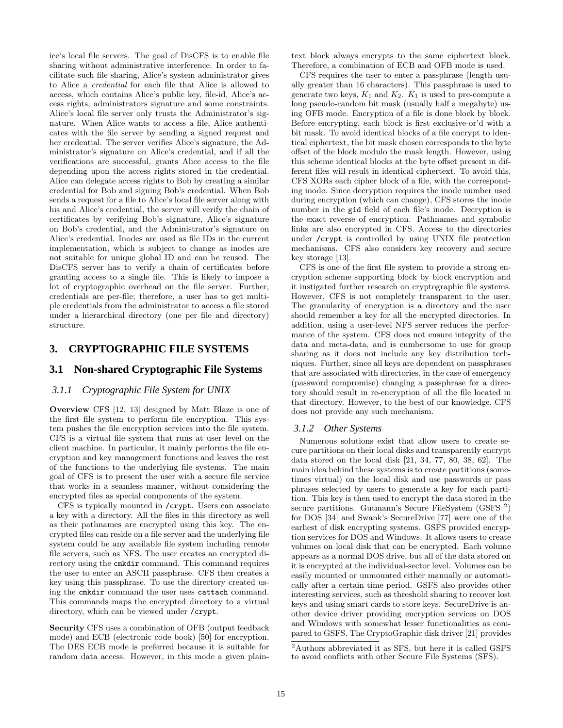ice's local file servers. The goal of DisCFS is to enable file sharing without administrative interference. In order to facilitate such file sharing, Alice's system administrator gives to Alice a *credential* for each file that Alice is allowed to access, which contains Alice's public key, file-id, Alice's access rights, administrators signature and some constraints. Alice's local file server only trusts the Administrator's signature. When Alice wants to access a file, Alice authenticates with the file server by sending a signed request and her credential. The server verifies Alice's signature, the Administrator's signature on Alice's credential, and if all the verifications are successful, grants Alice access to the file depending upon the access rights stored in the credential. Alice can delegate access rights to Bob by creating a similar credential for Bob and signing Bob's credential. When Bob sends a request for a file to Alice's local file server along with his and Alice's credential, the server will verify the chain of certificates by verifying Bob's signature, Alice's signature on Bob's credential, and the Administrator's signature on Alice's credential. Inodes are used as file IDs in the current implementation, which is subject to change as inodes are not suitable for unique global ID and can be reused. The DisCFS server has to verify a chain of certificates before granting access to a single file. This is likely to impose a lot of cryptographic overhead on the file server. Further, credentials are per-file; therefore, a user has to get multiple credentials from the administrator to access a file stored under a hierarchical directory (one per file and directory) structure.

## 3. CRYPTOGRAPHIC FILE SYSTEMS

### 3.1 Non-shared Cryptographic File Systems

#### 3.1.1 Cryptographic File System for UNIX

**Overview** CFS [12, 13] designed by Matt Blaze is one of the first file system to perform file encryption. This system pushes the file encryption services into the file system. CFS is a virtual file system that runs at user level on the client machine. In particular, it mainly performs the file encryption and key management functions and leaves the rest of the functions to the underlying file systems. The main goal of CFS is to present the user with a secure file service that works in a seamless manner, without considering the encrypted files as special components of the system.

CFS is typically mounted in `/crypt`. Users can associate a key with a directory. All the files in this directory as well as their pathnames are encrypted using this key. The encrypted files can reside on a file server and the underlying file system could be any available file system including remote file servers, such as NFS. The user creates an encrypted directory using the `cmkdir` command. This command requires the user to enter an ASCII passphrase. CFS then creates a key using this passphrase. To use the directory created using the `cmkdir` command the user uses `cattach` command. This commands maps the encrypted directory to a virtual directory, which can be viewed under `/crypt`.

**Security** CFS uses a combination of OFB (output feedback mode) and ECB (electronic code book) [50] for encryption. The DES ECB mode is preferred because it is suitable for random data access. However, in this mode a given plaintext block always encrypts to the same ciphertext block. Therefore, a combination of ECB and OFB mode is used.

CFS requires the user to enter a passphrase (length usually greater than 16 characters). This passphrase is used to generate two keys, $K_1$ and $K_2$. $K_1$ is used to pre-compute a long pseudo-random bit mask (usually half a megabyte) using OFB mode. Encryption of a file is done block by block. Before encrypting, each block is first exclusive-or'd with a bit mask. To avoid identical blocks of a file encrypt to identical ciphertext, the bit mask chosen corresponds to the byte offset of the block modulo the mask length. However, using this scheme identical blocks at the byte offset present in different files will result in identical ciphertext. To avoid this, CFS XORs each cipher block of a file, with the corresponding inode. Since decryption requires the inode number used during encryption (which can change), CFS stores the inode number in the `gid` field of each file's inode. Decryption is the exact reverse of encryption. Pathnames and symbolic links are also encrypted in CFS. Access to the directories under `/crypt` is controlled by using UNIX file protection mechanisms. CFS also considers key recovery and secure key storage [13].

CFS is one of the first file system to provide a strong encryption scheme supporting block by block encryption and it instigated further research on cryptographic file systems. However, CFS is not completely transparent to the user. The granularity of encryption is a directory and the user should remember a key for all the encrypted directories. In addition, using a user-level NFS server reduces the performance of the system. CFS does not ensure integrity of the data and meta-data, and is cumbersome to use for group sharing as it does not include any key distribution techniques. Further, since all keys are dependent on passphrases that are associated with directories, in the case of emergency (password compromise) changing a passphrase for a directory should result in re-encryption of all the file located in that directory. However, to the best of our knowledge, CFS does not provide any such mechanism.

#### 3.1.2 Other Systems

Numerous solutions exist that allow users to create secure partitions on their local disks and transparently encrypt data stored on the local disk [21, 34, 77, 80, 38, 62]. The main idea behind these systems is to create partitions (sometimes virtual) on the local disk and use passwords or pass phrases selected by users to generate a key for each partition. This key is then used to encrypt the data stored in the secure partitions. Gutmann's Secure FileSystem (GSFS [2]) for DOS [34] and Swank's SecureDrive [77] were one of the earliest of disk encrypting systems. GSFS provided encryption services for DOS and Windows. It allows users to create volumes on local disk that can be encrypted. Each volume appears as a normal DOS drive, but all of the data stored on it is encrypted at the individual-sector level. Volumes can be easily mounted or unmounted either manually or automatically after a certain time period. GSFS also provides other interesting services, such as threshold sharing to recover lost keys and using smart cards to store keys. SecureDrive is another device driver providing encryption services on DOS and Windows with somewhat lesser functionalities as compared to GSFS. The CryptoGraphic disk driver [21] provides

[2] Authors abbreviated it as SFS, but here it is called GSFS to avoid conflicts with other Secure File Systems (SFS).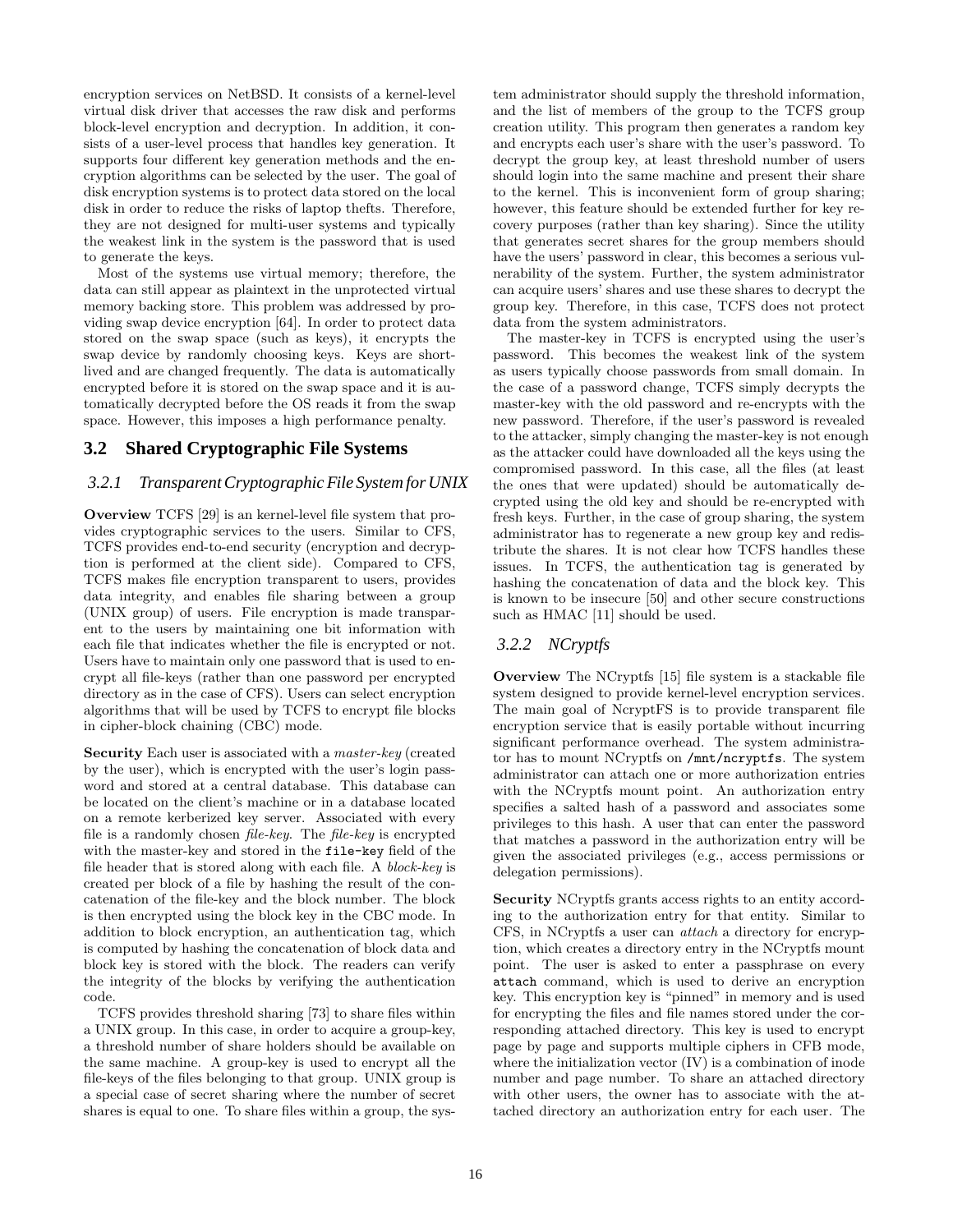encryption services on NetBSD. It consists of a kernel-level virtual disk driver that accesses the raw disk and performs block-level encryption and decryption. In addition, it consists of a user-level process that handles key generation. It supports four different key generation methods and the encryption algorithms can be selected by the user. The goal of disk encryption systems is to protect data stored on the local disk in order to reduce the risks of laptop thefts. Therefore, they are not designed for multi-user systems and typically the weakest link in the system is the password that is used to generate the keys.

Most of the systems use virtual memory; therefore, the data can still appear as plaintext in the unprotected virtual memory backing store. This problem was addressed by providing swap device encryption [64]. In order to protect data stored on the swap space (such as keys), it encrypts the swap device by randomly choosing keys. Keys are short-lived and are changed frequently. The data is automatically encrypted before it is stored on the swap space and it is automatically decrypted before the OS reads it from the swap space. However, this imposes a high performance penalty.

## 3.2 Shared Cryptographic File Systems

### 3.2.1 Transparent Cryptographic File System for UNIX

**Overview** TCFS [29] is an kernel-level file system that provides cryptographic services to the users. Similar to CFS, TCFS provides end-to-end security (encryption and decryption is performed at the client side). Compared to CFS, TCFS makes file encryption transparent to users, provides data integrity, and enables file sharing between a group (UNIX group) of users. File encryption is made transparent to the users by maintaining one bit information with each file that indicates whether the file is encrypted or not. Users have to maintain only one password that is used to encrypt all file-keys (rather than one password per encrypted directory as in the case of CFS). Users can select encryption algorithms that will be used by TCFS to encrypt file blocks in cipher-block chaining (CBC) mode.

**Security** Each user is associated with a *master-key* (created by the user), which is encrypted with the user's login password and stored at a central database. This database can be located on the client's machine or in a database located on a remote kerberized key server. Associated with every file is a randomly chosen *file-key*. The *file-key* is encrypted with the master-key and stored in the `file-key` field of the file header that is stored along with each file. A *block-key* is created per block of a file by hashing the result of the concatenation of the file-key and the block number. The block is then encrypted using the block key in the CBC mode. In addition to block encryption, an authentication tag, which is computed by hashing the concatenation of block data and block key is stored with the block. The readers can verify the integrity of the blocks by verifying the authentication code.

TCFS provides threshold sharing [73] to share files within a UNIX group. In this case, in order to acquire a group-key, a threshold number of share holders should be available on the same machine. A group-key is used to encrypt all the file-keys of the files belonging to that group. UNIX group is a special case of secret sharing where the number of secret shares is equal to one. To share files within a group, the system administrator should supply the threshold information, and the list of members of the group to the TCFS group creation utility. This program then generates a random key and encrypts each user's share with the user's password. To decrypt the group key, at least threshold number of users should login into the same machine and present their share to the kernel. This is inconvenient form of group sharing; however, this feature should be extended further for key recovery purposes (rather than key sharing). Since the utility that generates secret shares for the group members should have the users' password in clear, this becomes a serious vulnerability of the system. Further, the system administrator can acquire users' shares and use these shares to decrypt the group key. Therefore, in this case, TCFS does not protect data from the system administrators.

The master-key in TCFS is encrypted using the user's password. This becomes the weakest link of the system as users typically choose passwords from small domain. In the case of a password change, TCFS simply decrypts the master-key with the old password and re-encrypts with the new password. Therefore, if the user's password is revealed to the attacker, simply changing the master-key is not enough as the attacker could have downloaded all the keys using the compromised password. In this case, all the files (at least the ones that were updated) should be automatically decrypted using the old key and should be re-encrypted with fresh keys. Further, in the case of group sharing, the system administrator has to regenerate a new group key and redistribute the shares. It is not clear how TCFS handles these issues. In TCFS, the authentication tag is generated by hashing the concatenation of data and the block key. This is known to be insecure [50] and other secure constructions such as HMAC [11] should be used.

### 3.2.2 NCryptfs

**Overview** The NCryptfs [15] file system is a stackable file system designed to provide kernel-level encryption services. The main goal of NcryptFS is to provide transparent file encryption service that is easily portable without incurring significant performance overhead. The system administrator has to mount NCryptfs on `/mnt/ncryptfs`. The system administrator can attach one or more authorization entries with the NCryptfs mount point. An authorization entry specifies a salted hash of a password and associates some privileges to this hash. A user that can enter the password that matches a password in the authorization entry will be given the associated privileges (e.g., access permissions or delegation permissions).

**Security** NCryptfs grants access rights to an entity according to the authorization entry for that entity. Similar to CFS, in NCryptfs a user can *attach* a directory for encryption, which creates a directory entry in the NCryptfs mount point. The user is asked to enter a passphrase on every `attach` command, which is used to derive an encryption key. This encryption key is "pinned" in memory and is used for encrypting the files and file names stored under the corresponding attached directory. This key is used to encrypt page by page and supports multiple ciphers in CFB mode, where the initialization vector (IV) is a combination of inode number and page number. To share an attached directory with other users, the owner has to associate with the attached directory an authorization entry for each user. The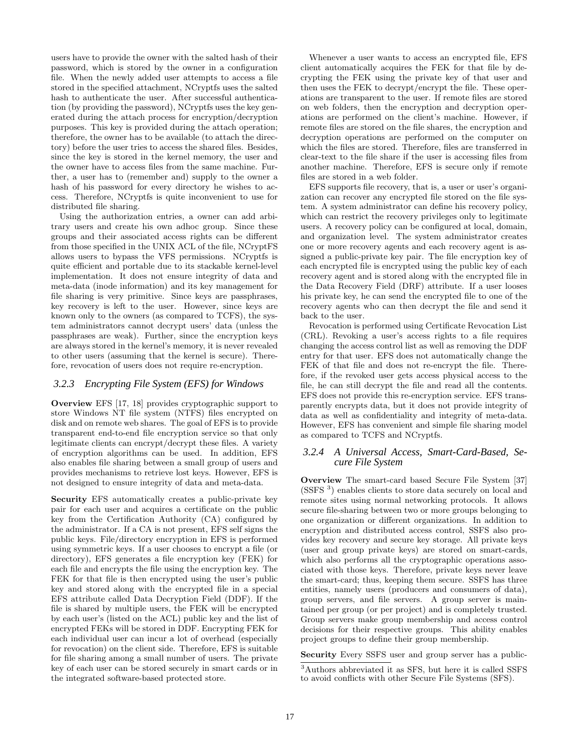users have to provide the owner with the salted hash of their password, which is stored by the owner in a configuration file. When the newly added user attempts to access a file stored in the specified attachment, NCryptfs uses the salted hash to authenticate the user. After successful authentication (by providing the password), NCryptfs uses the key generated during the attach process for encryption/decryption purposes. This key is provided during the attach operation; therefore, the owner has to be available (to attach the directory) before the user tries to access the shared files. Besides, since the key is stored in the kernel memory, the user and the owner have to access files from the same machine. Further, a user has to (remember and) supply to the owner a hash of his password for every directory he wishes to access. Therefore, NCryptfs is quite inconvenient to use for distributed file sharing.

Using the authorization entries, a owner can add arbitrary users and create his own adhoc group. Since these groups and their associated access rights can be different from those specified in the UNIX ACL of the file, NCryptFS allows users to bypass the VFS permissions. NCryptfs is quite efficient and portable due to its stackable kernel-level implementation. It does not ensure integrity of data and meta-data (inode information) and its key management for file sharing is very primitive. Since keys are passphrases, key recovery is left to the user. However, since keys are known only to the owners (as compared to TCFS), the system administrators cannot decrypt users' data (unless the passphrases are weak). Further, since the encryption keys are always stored in the kernel's memory, it is never revealed to other users (assuming that the kernel is secure). Therefore, revocation of users does not require re-encryption.

### 3.2.3 Encrypting File System (EFS) for Windows

**Overview** EFS [17, 18] provides cryptographic support to store Windows NT file system (NTFS) files encrypted on disk and on remote web shares. The goal of EFS is to provide transparent end-to-end file encryption service so that only legitimate clients can encrypt/decrypt these files. A variety of encryption algorithms can be used. In addition, EFS also enables file sharing between a small group of users and provides mechanisms to retrieve lost keys. However, EFS is not designed to ensure integrity of data and meta-data.

**Security** EFS automatically creates a public-private key pair for each user and acquires a certificate on the public key from the Certification Authority (CA) configured by the administrator. If a CA is not present, EFS self signs the public keys. File/directory encryption in EFS is performed using symmetric keys. If a user chooses to encrypt a file (or directory), EFS generates a file encryption key (FEK) for each file and encrypts the file using the encryption key. The FEK for that file is then encrypted using the user's public key and stored along with the encrypted file in a special EFS attribute called Data Decryption Field (DDF). If the file is shared by multiple users, the FEK will be encrypted by each user's (listed on the ACL) public key and the list of encrypted FEKs will be stored in DDF. Encrypting FEK for each individual user can incur a lot of overhead (especially for revocation) on the client side. Therefore, EFS is suitable for file sharing among a small number of users. The private key of each user can be stored securely in smart cards or in the integrated software-based protected store.

Whenever a user wants to access an encrypted file, EFS client automatically acquires the FEK for that file by decrypting the FEK using the private key of that user and then uses the FEK to decrypt/encrypt the file. These operations are transparent to the user. If remote files are stored on web folders, then the encryption and decryption operations are performed on the client's machine. However, if remote files are stored on the file shares, the encryption and decryption operations are performed on the computer on which the files are stored. Therefore, files are transferred in clear-text to the file share if the user is accessing files from another machine. Therefore, EFS is secure only if remote files are stored in a web folder.

EFS supports file recovery, that is, a user or user's organization can recover any encrypted file stored on the file system. A system administrator can define his recovery policy, which can restrict the recovery privileges only to legitimate users. A recovery policy can be configured at local, domain, and organization level. The system administrator creates one or more recovery agents and each recovery agent is assigned a public-private key pair. The file encryption key of each encrypted file is encrypted using the public key of each recovery agent and is stored along with the encrypted file in the Data Recovery Field (DRF) attribute. If a user looses his private key, he can send the encrypted file to one of the recovery agents who can then decrypt the file and send it back to the user.

Revocation is performed using Certificate Revocation List (CRL). Revoking a user's access rights to a file requires changing the access control list as well as removing the DDF entry for that user. EFS does not automatically change the FEK of that file and does not re-encrypt the file. Therefore, if the revoked user gets access physical access to the file, he can still decrypt the file and read all the contents. EFS does not provide this re-encryption service. EFS transparently encrypts data, but it does not provide integrity of data as well as confidentiality and integrity of meta-data. However, EFS has convenient and simple file sharing model as compared to TCFS and NCryptfs.

### 3.2.4 A Universal Access, Smart-Card-Based, Secure File System

**Overview** The smart-card based Secure File System [37] (SSFS [3]) enables clients to store data securely on local and remote sites using normal networking protocols. It allows secure file-sharing between two or more groups belonging to one organization or different organizations. In addition to encryption and distributed access control, SSFS also provides key recovery and secure key storage. All private keys (user and group private keys) are stored on smart-cards, which also performs all the cryptographic operations associated with those keys. Therefore, private keys never leave the smart-card; thus, keeping them secure. SSFS has three entities, namely users (producers and consumers of data), group servers, and file servers. A group server is maintained per group (or per project) and is completely trusted. Group servers make group membership and access control decisions for their respective groups. This ability enables project groups to define their group membership.

**Security** Every SSFS user and group server has a public-

[3]Authors abbreviated it as SFS, but here it is called SSFS to avoid conflicts with other Secure File Systems (SFS).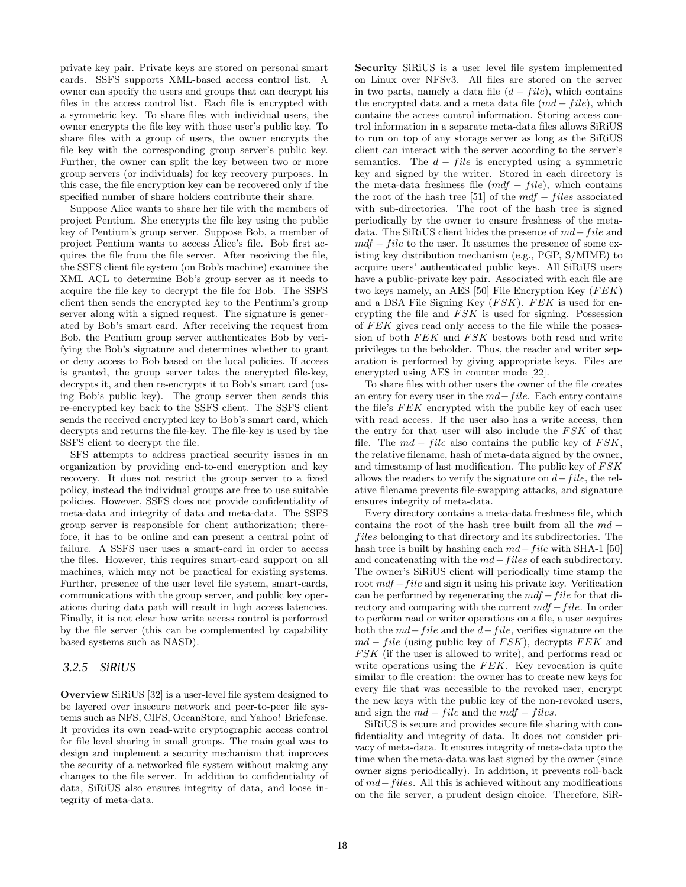private key pair. Private keys are stored on personal smart cards. SSFS supports XML-based access control list. A owner can specify the users and groups that can decrypt his files in the access control list. Each file is encrypted with a symmetric key. To share files with individual users, the owner encrypts the file key with those user's public key. To share files with a group of users, the owner encrypts the file key with the corresponding group server's public key. Further, the owner can split the key between two or more group servers (or individuals) for key recovery purposes. In this case, the file encryption key can be recovered only if the specified number of share holders contribute their share.

Suppose Alice wants to share her file with the members of project Pentium. She encrypts the file key using the public key of Pentium's group server. Suppose Bob, a member of project Pentium wants to access Alice's file. Bob first acquires the file from the file server. After receiving the file, the SSFS client file system (on Bob's machine) examines the XML ACL to determine Bob's group server as it needs to acquire the file key to decrypt the file for Bob. The SSFS client then sends the encrypted key to the Pentium's group server along with a signed request. The signature is generated by Bob's smart card. After receiving the request from Bob, the Pentium group server authenticates Bob by verifying the Bob's signature and determines whether to grant or deny access to Bob based on the local policies. If access is granted, the group server takes the encrypted file-key, decrypts it, and then re-encrypts it to Bob's smart card (using Bob's public key). The group server then sends this re-encrypted key back to the SSFS client. The SSFS client sends the received encrypted key to Bob's smart card, which decrypts and returns the file-key. The file-key is used by the SSFS client to decrypt the file.

SFS attempts to address practical security issues in an organization by providing end-to-end encryption and key recovery. It does not restrict the group server to a fixed policy, instead the individual groups are free to use suitable policies. However, SSFS does not provide confidentiality of meta-data and integrity of data and meta-data. The SSFS group server is responsible for client authorization; therefore, it has to be online and can present a central point of failure. A SSFS user uses a smart-card in order to access the files. However, this requires smart-card support on all machines, which may not be practical for existing systems. Further, presence of the user level file system, smart-cards, communications with the group server, and public key operations during data path will result in high access latencies. Finally, it is not clear how write access control is performed by the file server (this can be complemented by capability based systems such as NASD).

### 3.2.5 *SiRiUS*

**Overview** SiRiUS [32] is a user-level file system designed to be layered over insecure network and peer-to-peer file systems such as NFS, CIFS, OceanStore, and Yahoo! Briefcase. It provides its own read-write cryptographic access control for file level sharing in small groups. The main goal was to design and implement a security mechanism that improves the security of a networked file system without making any changes to the file server. In addition to confidentiality of data, SiRiUS also ensures integrity of data, and loose integrity of meta-data.

**Security** SiRiUS is a user level file system implemented on Linux over NFSv3. All files are stored on the server in two parts, namely a data file ($d-file$), which contains the encrypted data and a meta data file ($md-file$), which contains the access control information. Storing access control information in a separate meta-data files allows SiRiUS to run on top of any storage server as long as the SiRiUS client can interact with the server according to the server's semantics. The $d-file$ is encrypted using a symmetric key and signed by the writer. Stored in each directory is the meta-data freshness file ($mdf-file$), which contains the root of the hash tree [51] of the $mdf-files$ associated with sub-directories. The root of the hash tree is signed periodically by the owner to ensure freshness of the meta-data. The SiRiUS client hides the presence of $md-file$ and $mdf-file$ to the user. It assumes the presence of some existing key distribution mechanism (e.g., PGP, S/MIME) to acquire users' authenticated public keys. All SiRiUS users have a public-private key pair. Associated with each file are two keys namely, an AES [50] File Encryption Key ($FEK$) and a DSA File Signing Key ($FSK$). $FEK$ is used for encrypting the file and $FSK$ is used for signing. Possession of $FEK$ gives read only access to the file while the possession of both $FEK$ and $FSK$ bestows both read and write privileges to the beholder. Thus, the reader and writer separation is performed by giving appropriate keys. Files are encrypted using AES in counter mode [22].

To share files with other users the owner of the file creates an entry for every user in the $md-file$. Each entry contains the file's $FEK$ encrypted with the public key of each user with read access. If the user also has a write access, then the entry for that user will also include the $FSK$ of that file. The $md-file$ also contains the public key of $FSK$, the relative filename, hash of meta-data signed by the owner, and timestamp of last modification. The public key of $FSK$ allows the readers to verify the signature on $d-file$, the relative filename prevents file-swapping attacks, and signature ensures integrity of meta-data.

Every directory contains a meta-data freshness file, which contains the root of the hash tree built from all the $md-files$ belonging to that directory and its subdirectories. The hash tree is built by hashing each $md-file$ with SHA-1 [50] and concatenating with the $md-files$ of each subdirectory. The owner's SiRiUS client will periodically time stamp the root $mdf-file$ and sign it using his private key. Verification can be performed by regenerating the $mdf-file$ for that directory and comparing with the current $mdf-file$. In order to perform read or writer operations on a file, a user acquires both the $md-file$ and the $d-file$, verifies signature on the $md-file$ (using public key of $FSK$), decrypts $FEK$ and $FSK$ (if the user is allowed to write), and performs read or write operations using the $FEK$. Key revocation is quite similar to file creation: the owner has to create new keys for every file that was accessible to the revoked user, encrypt the new keys with the public key of the non-revoked users, and sign the $md-file$ and the $mdf-files$.

SiRiUS is secure and provides secure file sharing with confidentiality and integrity of data. It does not consider privacy of meta-data. It ensures integrity of meta-data upto the time when the meta-data was last signed by the owner (since owner signs periodically). In addition, it prevents roll-back of $md-files$. All this is achieved without any modifications on the file server, a prudent design choice. Therefore, SiR-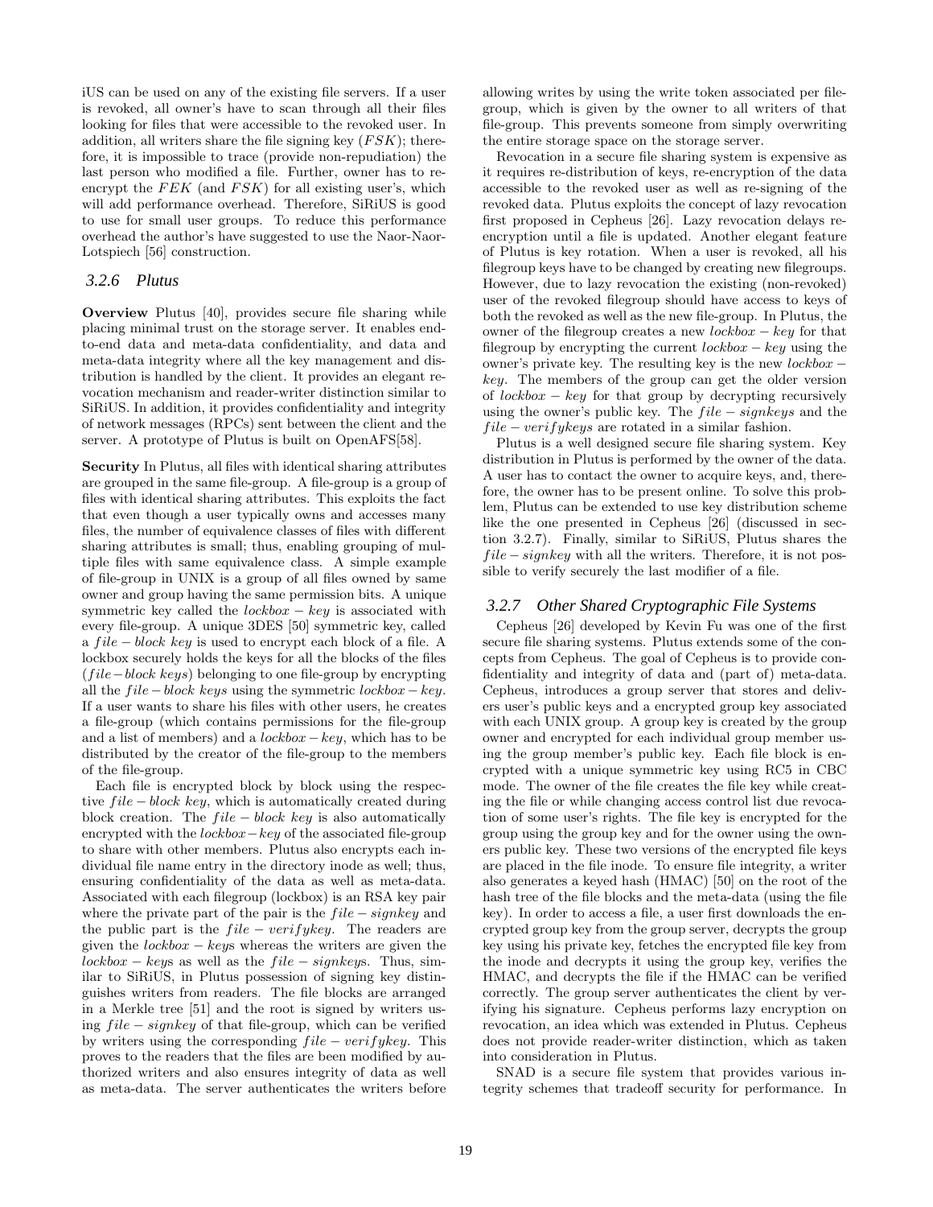iUS can be used on any of the existing file servers. If a user is revoked, all owner's have to scan through all their files looking for files that were accessible to the revoked user. In addition, all writers share the file signing key ($FSK$); therefore, it is impossible to trace (provide non-repudiation) the last person who modified a file. Further, owner has to re-encrypt the $FEK$ (and $FSK$) for all existing user's, which will add performance overhead. Therefore, SiRiUS is good to use for small user groups. To reduce this performance overhead the author's have suggested to use the Naor-Naor-Lotspiech [56] construction.

### 3.2.6 Plutus

**Overview** Plutus [40], provides secure file sharing while placing minimal trust on the storage server. It enables end-to-end data and meta-data confidentiality, and data and meta-data integrity where all the key management and distribution is handled by the client. It provides an elegant revocation mechanism and reader-writer distinction similar to SiRiUS. In addition, it provides confidentiality and integrity of network messages (RPCs) sent between the client and the server. A prototype of Plutus is built on OpenAFS[58].

**Security** In Plutus, all files with identical sharing attributes are grouped in the same file-group. A file-group is a group of files with identical sharing attributes. This exploits the fact that even though a user typically owns and accesses many files, the number of equivalence classes of files with different sharing attributes is small; thus, enabling grouping of multiple files with same equivalence class. A simple example of file-group in UNIX is a group of all files owned by same owner and group having the same permission bits. A unique symmetric key called the $lockbox - key$ is associated with every file-group. A unique 3DES [50] symmetric key, called a $file - block\ key$ is used to encrypt each block of a file. A lockbox securely holds the keys for all the blocks of the files ($file - block\ keys$) belonging to one file-group by encrypting all the $file - block\ keys$ using the symmetric $lockbox - key$. If a user wants to share his files with other users, he creates a file-group (which contains permissions for the file-group and a list of members) and a $lockbox - key$, which has to be distributed by the creator of the file-group to the members of the file-group.

Each file is encrypted block by block using the respective $file - block\ key$, which is automatically created during block creation. The $file - block\ key$ is also automatically encrypted with the $lockbox - key$ of the associated file-group to share with other members. Plutus also encrypts each individual file name entry in the directory inode as well; thus, ensuring confidentiality of the data as well as meta-data. Associated with each filegroup (lockbox) is an RSA key pair where the private part of the pair is the $file - signkey$ and the public part is the $file - verifykey$. The readers are given the $lockbox - key$s whereas the writers are given the $lockbox - key$s as well as the $file - signkey$s. Thus, similar to SiRiUS, in Plutus possession of signing key distinguishes writers from readers. The file blocks are arranged in a Merkle tree [51] and the root is signed by writers using $file - signkey$ of that file-group, which can be verified by writers using the corresponding $file - verifykey$. This proves to the readers that the files are been modified by authorized writers and also ensures integrity of data as well as meta-data. The server authenticates the writers before allowing writes by using the write token associated per file-group, which is given by the owner to all writers of that file-group. This prevents someone from simply overwriting the entire storage space on the storage server.

Revocation in a secure file sharing system is expensive as it requires re-distribution of keys, re-encryption of the data accessible to the revoked user as well as re-signing of the revoked data. Plutus exploits the concept of lazy revocation first proposed in Cepheus [26]. Lazy revocation delays re-encryption until a file is updated. Another elegant feature of Plutus is key rotation. When a user is revoked, all his filegroup keys have to be changed by creating new filegroups. However, due to lazy revocation the existing (non-revoked) user of the revoked filegroup should have access to keys of both the revoked as well as the new file-group. In Plutus, the owner of the filegroup creates a new $lockbox - key$ for that filegroup by encrypting the current $lockbox - key$ using the owner's private key. The resulting key is the new $lockbox - key$. The members of the group can get the older version of $lockbox - key$ for that group by decrypting recursively using the owner's public key. The $file - signkeys$ and the $file - verifykeys$ are rotated in a similar fashion.

Plutus is a well designed secure file sharing system. Key distribution in Plutus is performed by the owner of the data. A user has to contact the owner to acquire keys, and, therefore, the owner has to be present online. To solve this problem, Plutus can be extended to use key distribution scheme like the one presented in Cepheus [26] (discussed in section 3.2.7). Finally, similar to SiRiUS, Plutus shares the $file - signkey$ with all the writers. Therefore, it is not possible to verify securely the last modifier of a file.

### 3.2.7 Other Shared Cryptographic File Systems

Cepheus [26] developed by Kevin Fu was one of the first secure file sharing systems. Plutus extends some of the concepts from Cepheus. The goal of Cepheus is to provide confidentiality and integrity of data and (part of) meta-data. Cepheus, introduces a group server that stores and delivers user's public keys and a encrypted group key associated with each UNIX group. A group key is created by the group owner and encrypted for each individual group member using the group member's public key. Each file block is encrypted with a unique symmetric key using RC5 in CBC mode. The owner of the file creates the file key while creating the file or while changing access control list due revocation of some user's rights. The file key is encrypted for the group using the group key and for the owner using the owners public key. These two versions of the encrypted file keys are placed in the file inode. To ensure file integrity, a writer also generates a keyed hash (HMAC) [50] on the root of the hash tree of the file blocks and the meta-data (using the file key). In order to access a file, a user first downloads the encrypted group key from the group server, decrypts the group key using his private key, fetches the encrypted file key from the inode and decrypts it using the group key, verifies the HMAC, and decrypts the file if the HMAC can be verified correctly. The group server authenticates the client by verifying his signature. Cepheus performs lazy encryption on revocation, an idea which was extended in Plutus. Cepheus does not provide reader-writer distinction, which as taken into consideration in Plutus.

SNAD is a secure file system that provides various integrity schemes that tradeoff security for performance. In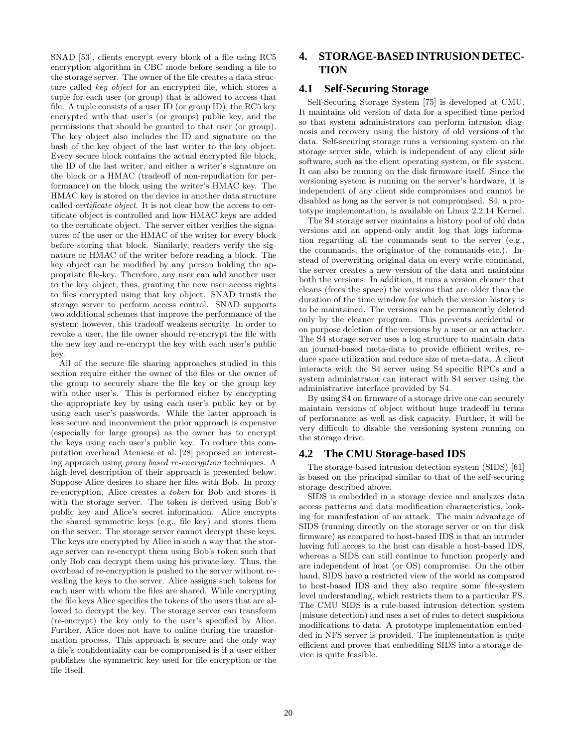SNAD [53], clients encrypt every block of a file using RC5 encryption algorithm in CBC mode before sending a file to the storage server. The owner of the file creates a data structure called *key object* for an encrypted file, which stores a tuple for each user (or group) that is allowed to access that file. A tuple consists of a user ID (or group ID), the RC5 key encrypted with that user's (or groups) public key, and the permissions that should be granted to that user (or group). The key object also includes the ID and signature on the hash of the key object of the last writer to the key object. Every secure block contains the actual encrypted file block, the ID of the last writer, and either a writer's signature on the block or a HMAC (tradeoff of non-repudiation for performance) on the block using the writer's HMAC key. The HMAC key is stored on the device in another data structure called *certificate object*. It is not clear how the access to certificate object is controlled and how HMAC keys are added to the certificate object. The server either verifies the signatures of the user or the HMAC of the writer for every block before storing that block. Similarly, readers verify the signature or HMAC of the writer before reading a block. The key object can be modified by any person holding the appropriate file-key. Therefore, any user can add another user to the key object; thus, granting the new user access rights to files encrypted using that key object. SNAD trusts the storage server to perform access control. SNAD supports two additional schemes that improve the performance of the system; however, this tradeoff weakens security. In order to revoke a user, the file owner should re-encrypt the file with the new key and re-encrypt the key with each user's public key.

All of the secure file sharing approaches studied in this section require either the owner of the files or the owner of the group to securely share the file key or the group key with other user's. This is performed either by encrypting the appropriate key by using each user's public key or by using each user's passwords. While the latter approach is less secure and inconvenient the prior approach is expensive (especially for large groups) as the owner has to encrypt the keys using each user's public key. To reduce this computation overhead Ateniese et al. [28] proposed an interesting approach using *proxy based re-encryption* techniques. A high-level description of their approach is presented below. Suppose Alice desires to share her files with Bob. In proxy re-encryption, Alice creates a *token* for Bob and stores it with the storage server. The token is derived using Bob's public key and Alice's secret information. Alice encrypts the shared symmetric keys (e.g., file key) and stores them on the server. The storage server cannot decrypt these keys. The keys are encrypted by Alice in such a way that the storage server can re-encrypt them using Bob's token such that only Bob can decrypt them using his private key. Thus, the overhead of re-encryption is pushed to the server without revealing the keys to the server. Alice assigns such tokens for each user with whom the files are shared. While encrypting the file keys Alice specifies the tokens of the users that are allowed to decrypt the key. The storage server can transform (re-encrypt) the key only to the user's specified by Alice. Further, Alice does not have to online during the transformation process. This approach is secure and the only way a file's confidentiality can be compromised is if a user either publishes the symmetric key used for file encryption or the file itself.

# 4. STORAGE-BASED INTRUSION DETECTION

## 4.1 Self-Securing Storage

Self-Securing Storage System [75] is developed at CMU. It maintains old version of data for a specified time period so that system administrators can perform intrusion diagnosis and recovery using the history of old versions of the data. Self-securing storage runs a versioning system on the storage server side, which is independent of any client side software, such as the client operating system, or file system. It can also be running on the disk firmware itself. Since the versioning system is running on the server's hardware, it is independent of any client side compromises and cannot be disabled as long as the server is not compromised. S4, a prototype implementation, is available on Linux 2.2.14 Kernel.

The S4 storage server maintains a history pool of old data versions and an append-only audit log that logs information regarding all the commands sent to the server (e.g., the commands, the originator of the commands etc.). Instead of overwriting original data on every write command, the server creates a new version of the data and maintains both the versions. In addition, it runs a version cleaner that cleans (frees the space) the versions that are older than the duration of the time window for which the version history is to be maintained. The versions can be permanently deleted only by the cleaner program. This prevents accidental or on purpose deletion of the versions by a user or an attacker. The S4 storage server uses a log structure to maintain data an journal-based meta-data to provide efficient writes, reduce space utilization and reduce size of meta-data. A client interacts with the S4 server using S4 specific RPCs and a system administrator can interact with S4 server using the administrative interface provided by S4.

By using S4 on firmware of a storage drive one can securely maintain versions of object without huge tradeoff in terms of performance as well as disk capacity. Further, it will be very difficult to disable the versioning system running on the storage drive.

## 4.2 The CMU Storage-based IDS

The storage-based intrusion detection system (SIDS) [61] is based on the principal similar to that of the self-securing storage described above.

SIDS is embedded in a storage device and analyzes data access patterns and data modification characteristics, looking for manifestation of an attack. The main advantage of SIDS (running directly on the storage server or on the disk firmware) as compared to host-based IDS is that an intruder having full access to the host can disable a host-based IDS, whereas a SIDS can still continue to function properly and are independent of host (or OS) compromise. On the other hand, SIDS have a restricted view of the world as compared to host-based IDS and they also require some file-system level understanding, which restricts them to a particular FS. The CMU SIDS is a rule-based intrusion detection system (misuse detection) and uses a set of rules to detect suspicious modifications to data. A prototype implementation embedded in NFS server is provided. The implementation is quite efficient and proves that embedding SIDS into a storage device is quite feasible.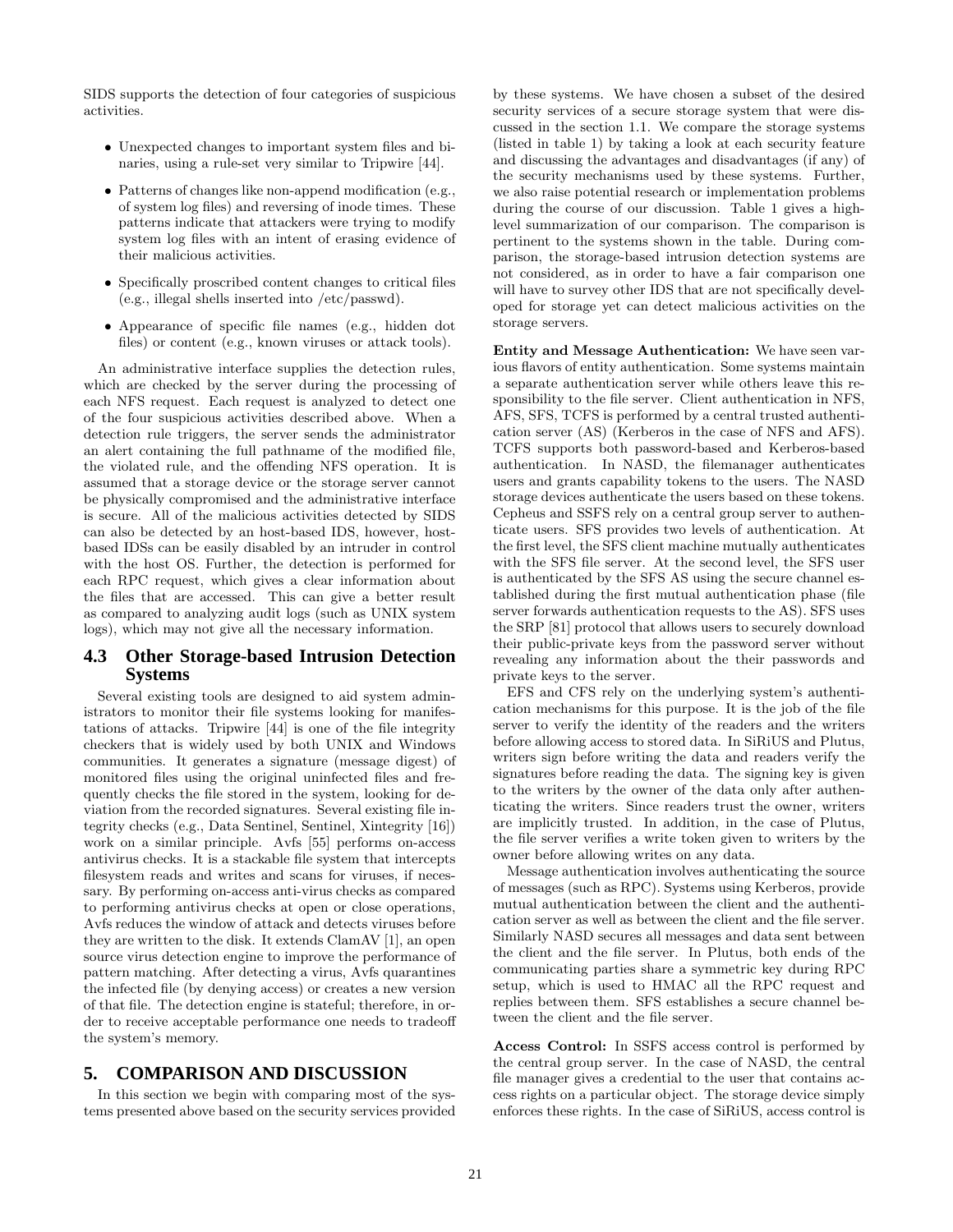SIDS supports the detection of four categories of suspicious activities.

- Unexpected changes to important system files and binaries, using a rule-set very similar to Tripwire [44].
- Patterns of changes like non-append modification (e.g., of system log files) and reversing of inode times. These patterns indicate that attackers were trying to modify system log files with an intent of erasing evidence of their malicious activities.
- Specifically proscribed content changes to critical files (e.g., illegal shells inserted into /etc/passwd).
- Appearance of specific file names (e.g., hidden dot files) or content (e.g., known viruses or attack tools).

An administrative interface supplies the detection rules, which are checked by the server during the processing of each NFS request. Each request is analyzed to detect one of the four suspicious activities described above. When a detection rule triggers, the server sends the administrator an alert containing the full pathname of the modified file, the violated rule, and the offending NFS operation. It is assumed that a storage device or the storage server cannot be physically compromised and the administrative interface is secure. All of the malicious activities detected by SIDS can also be detected by an host-based IDS, however, host-based IDSs can be easily disabled by an intruder in control with the host OS. Further, the detection is performed for each RPC request, which gives a clear information about the files that are accessed. This can give a better result as compared to analyzing audit logs (such as UNIX system logs), which may not give all the necessary information.

## 4.3 Other Storage-based Intrusion Detection Systems

Several existing tools are designed to aid system administrators to monitor their file systems looking for manifestations of attacks. Tripwire [44] is one of the file integrity checkers that is widely used by both UNIX and Windows communities. It generates a signature (message digest) of monitored files using the original uninfected files and frequently checks the file stored in the system, looking for deviation from the recorded signatures. Several existing file integrity checks (e.g., Data Sentinel, Sentinel, Xintegrity [16]) work on a similar principle. Avfs [55] performs on-access antivirus checks. It is a stackable file system that intercepts filesystem reads and writes and scans for viruses, if necessary. By performing on-access anti-virus checks as compared to performing antivirus checks at open or close operations, Avfs reduces the window of attack and detects viruses before they are written to the disk. It extends ClamAV [1], an open source virus detection engine to improve the performance of pattern matching. After detecting a virus, Avfs quarantines the infected file (by denying access) or creates a new version of that file. The detection engine is stateful; therefore, in order to receive acceptable performance one needs to tradeoff the system's memory.

# 5. COMPARISON AND DISCUSSION

In this section we begin with comparing most of the systems presented above based on the security services provided by these systems. We have chosen a subset of the desired security services of a secure storage system that were discussed in the section 1.1. We compare the storage systems (listed in table 1) by taking a look at each security feature and discussing the advantages and disadvantages (if any) of the security mechanisms used by these systems. Further, we also raise potential research or implementation problems during the course of our discussion. Table 1 gives a high-level summarization of our comparison. The comparison is pertinent to the systems shown in the table. During comparison, the storage-based intrusion detection systems are not considered, as in order to have a fair comparison one will have to survey other IDS that are not specifically developed for storage yet can detect malicious activities on the storage servers.

**Entity and Message Authentication:** We have seen various flavors of entity authentication. Some systems maintain a separate authentication server while others leave this responsibility to the file server. Client authentication in NFS, AFS, SFS, TCFS is performed by a central trusted authentication server (AS) (Kerberos in the case of NFS and AFS). TCFS supports both password-based and Kerberos-based authentication. In NASD, the filemanager authenticates users and grants capability tokens to the users. The NASD storage devices authenticate the users based on these tokens. Cepheus and SSFS rely on a central group server to authenticate users. SFS provides two levels of authentication. At the first level, the SFS client machine mutually authenticates with the SFS file server. At the second level, the SFS user is authenticated by the SFS AS using the secure channel established during the first mutual authentication phase (file server forwards authentication requests to the AS). SFS uses the SRP [81] protocol that allows users to securely download their public-private keys from the password server without revealing any information about the their passwords and private keys to the server.

EFS and CFS rely on the underlying system's authentication mechanisms for this purpose. It is the job of the file server to verify the identity of the readers and the writers before allowing access to stored data. In SiRiUS and Plutus, writers sign before writing the data and readers verify the signatures before reading the data. The signing key is given to the writers by the owner of the data only after authenticating the writers. Since readers trust the owner, writers are implicitly trusted. In addition, in the case of Plutus, the file server verifies a write token given to writers by the owner before allowing writes on any data.

Message authentication involves authenticating the source of messages (such as RPC). Systems using Kerberos, provide mutual authentication between the client and the authentication server as well as between the client and the file server. Similarly NASD secures all messages and data sent between the client and the file server. In Plutus, both ends of the communicating parties share a symmetric key during RPC setup, which is used to HMAC all the RPC request and replies between them. SFS establishes a secure channel between the client and the file server.

**Access Control:** In SSFS access control is performed by the central group server. In the case of NASD, the central file manager gives a credential to the user that contains access rights on a particular object. The storage device simply enforces these rights. In the case of SiRiUS, access control is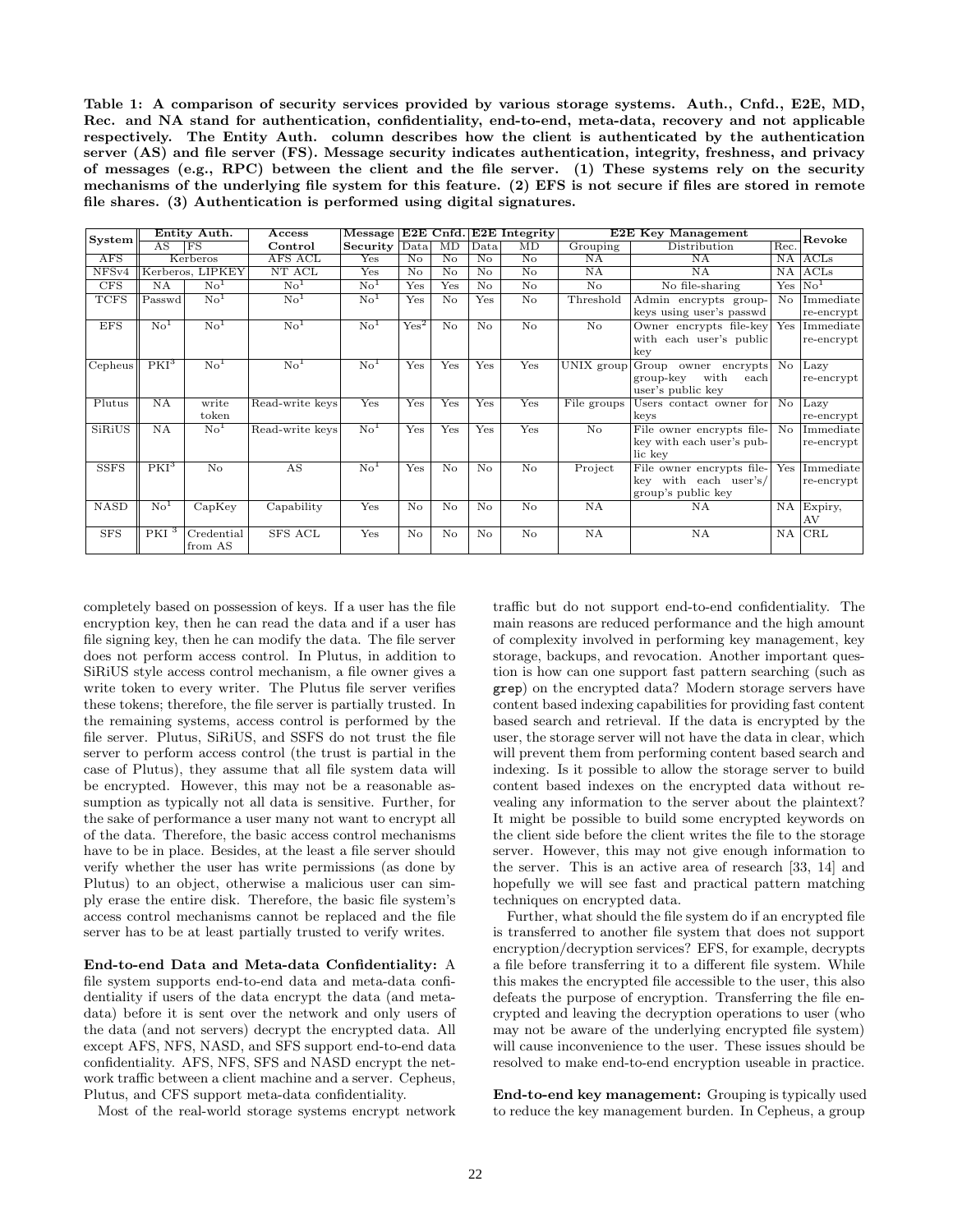**Table 1: A comparison of security services provided by various storage systems. Auth., Cnfd., E2E, MD, Rec. and NA stand for authentication, confidentiality, end-to-end, meta-data, recovery and not applicable respectively. The Entity Auth. column describes how the client is authenticated by the authentication server (AS) and file server (FS). Message security indicates authentication, integrity, freshness, and privacy of messages (e.g., RPC) between the client and the file server. (1) These systems rely on the security mechanisms of the underlying file system for this feature. (2) EFS is not secure if files are stored in remote file shares. (3) Authentication is performed using digital signatures.**

| System | Entity Auth. | | Access Control | Message Security | E2E Cnfd. | | E2E Integrity | | E2E Key Management | | | Revoke |
|---|---|---|---|---|---|---|---|---|---|---|---|---|
| | AS | FS | | | Data | MD | Data | MD | Grouping | Distribution | Rec. | |
| AFS | Kerberos | | AFS ACL | Yes | No | No | No | No | NA | NA | NA | ACLs |
| NFSv4 | Kerberos, LIPKEY | | NT ACL | Yes | No | No | No | No | NA | NA | NA | ACLs |
| CFS | NA | No[1] | No[1] | No[1] | Yes | Yes | No | No | No | No file-sharing | Yes | No[1] |
| TCFS | Passwd | No[1] | No[1] | No[1] | Yes | No | Yes | No | Threshold | Admin encrypts group-keys using user's passwd | No | Immediate re-encrypt |
| EFS | No[1] | No[1] | No[1] | No[1] | Yes[2] | No | No | No | No | Owner encrypts file-key with each user's public key | Yes | Immediate re-encrypt |
| Cepheus | PKI[3] | No[1] | No[1] | No[1] | Yes | Yes | Yes | Yes | UNIX group | Group owner encrypts group-key with each user's public key | No | Lazy re-encrypt |
| Plutus | NA | write token | Read-write keys | Yes | Yes | Yes | Yes | Yes | File groups | Users contact owner for keys | No | Lazy re-encrypt |
| SiRiUS | NA | No[1] | Read-write keys | No[1] | Yes | Yes | Yes | Yes | No | File owner encrypts file-key with each user's public key | No | Immediate re-encrypt |
| SSFS | PKI[3] | No | AS | No[1] | Yes | No | No | No | Project | File owner encrypts file-key with each user's/ group's public key | Yes | Immediate re-encrypt |
| NASD | No[1] | CapKey | Capability | Yes | No | No | No | No | NA | NA | NA | Expiry, AV |
| SFS | PKI[3] | Credential from AS | SFS ACL | Yes | No | No | No | No | NA | NA | NA | CRL |

completely based on possession of keys. If a user has the file encryption key, then he can read the data and if a user has file signing key, then he can modify the data. The file server does not perform access control. In Plutus, in addition to SiRiUS style access control mechanism, a file owner gives a write token to every writer. The Plutus file server verifies these tokens; therefore, the file server is partially trusted. In the remaining systems, access control is performed by the file server. Plutus, SiRiUS, and SSFS do not trust the file server to perform access control (the trust is partial in the case of Plutus), they assume that all file system data will be encrypted. However, this may not be a reasonable assumption as typically not all data is sensitive. Further, for the sake of performance a user many not want to encrypt all of the data. Therefore, the basic access control mechanisms have to be in place. Besides, at the least a file server should verify whether the user has write permissions (as done by Plutus) to an object, otherwise a malicious user can simply erase the entire disk. Therefore, the basic file system's access control mechanisms cannot be replaced and the file server has to be at least partially trusted to verify writes.

**End-to-end Data and Meta-data Confidentiality:** A file system supports end-to-end data and meta-data confidentiality if users of the data encrypt the data (and meta-data) before it is sent over the network and only users of the data (and not servers) decrypt the encrypted data. All except AFS, NFS, NASD, and SFS support end-to-end data confidentiality. AFS, NFS, SFS and NASD encrypt the network traffic between a client machine and a server. Cepheus, Plutus, and CFS support meta-data confidentiality.

Most of the real-world storage systems encrypt network traffic but do not support end-to-end confidentiality. The main reasons are reduced performance and the high amount of complexity involved in performing key management, key storage, backups, and revocation. Another important question is how can one support fast pattern searching (such as `grep`) on the encrypted data? Modern storage servers have content based indexing capabilities for providing fast content based search and retrieval. If the data is encrypted by the user, the storage server will not have the data in clear, which will prevent them from performing content based search and indexing. Is it possible to allow the storage server to build content based indexes on the encrypted data without revealing any information to the server about the plaintext? It might be possible to build some encrypted keywords on the client side before the client writes the file to the storage server. However, this may not give enough information to the server. This is an active area of research [33, 14] and hopefully we will see fast and practical pattern matching techniques on encrypted data.

Further, what should the file system do if an encrypted file is transferred to another file system that does not support encryption/decryption services? EFS, for example, decrypts a file before transferring it to a different file system. While this makes the encrypted file accessible to the user, this also defeats the purpose of encryption. Transferring the file encrypted and leaving the decryption operations to user (who may not be aware of the underlying encrypted file system) will cause inconvenience to the user. These issues should be resolved to make end-to-end encryption useable in practice.

**End-to-end key management:** Grouping is typically used to reduce the key management burden. In Cepheus, a group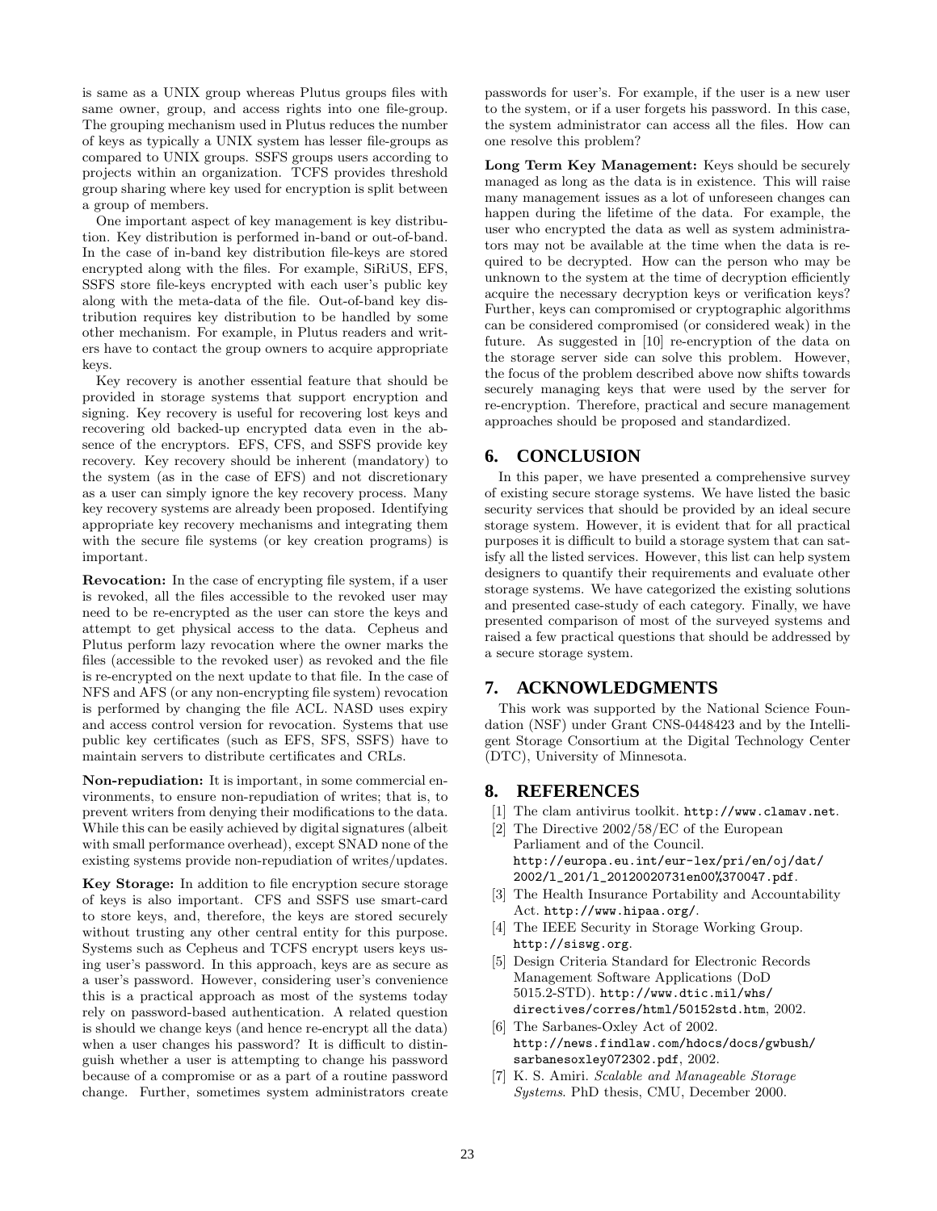is same as a UNIX group whereas Plutus groups files with same owner, group, and access rights into one file-group. The grouping mechanism used in Plutus reduces the number of keys as typically a UNIX system has lesser file-groups as compared to UNIX groups. SSFS groups users according to projects within an organization. TCFS provides threshold group sharing where key used for encryption is split between a group of members.

One important aspect of key management is key distribution. Key distribution is performed in-band or out-of-band. In the case of in-band key distribution file-keys are stored encrypted along with the files. For example, SiRiUS, EFS, SSFS store file-keys encrypted with each user's public key along with the meta-data of the file. Out-of-band key distribution requires key distribution to be handled by some other mechanism. For example, in Plutus readers and writers have to contact the group owners to acquire appropriate keys.

Key recovery is another essential feature that should be provided in storage systems that support encryption and signing. Key recovery is useful for recovering lost keys and recovering old backed-up encrypted data even in the absence of the encryptors. EFS, CFS, and SSFS provide key recovery. Key recovery should be inherent (mandatory) to the system (as in the case of EFS) and not discretionary as a user can simply ignore the key recovery process. Many key recovery systems are already been proposed. Identifying appropriate key recovery mechanisms and integrating them with the secure file systems (or key creation programs) is important.

**Revocation:** In the case of encrypting file system, if a user is revoked, all the files accessible to the revoked user may need to be re-encrypted as the user can store the keys and attempt to get physical access to the data. Cepheus and Plutus perform lazy revocation where the owner marks the files (accessible to the revoked user) as revoked and the file is re-encrypted on the next update to that file. In the case of NFS and AFS (or any non-encrypting file system) revocation is performed by changing the file ACL. NASD uses expiry and access control version for revocation. Systems that use public key certificates (such as EFS, SFS, SSFS) have to maintain servers to distribute certificates and CRLs.

**Non-repudiation:** It is important, in some commercial environments, to ensure non-repudiation of writes; that is, to prevent writers from denying their modifications to the data. While this can be easily achieved by digital signatures (albeit with small performance overhead), except SNAD none of the existing systems provide non-repudiation of writes/updates.

**Key Storage:** In addition to file encryption secure storage of keys is also important. CFS and SSFS use smart-card to store keys, and, therefore, the keys are stored securely without trusting any other central entity for this purpose. Systems such as Cepheus and TCFS encrypt users keys using user's password. In this approach, keys are as secure as a user's password. However, considering user's convenience this is a practical approach as most of the systems today rely on password-based authentication. A related question is should we change keys (and hence re-encrypt all the data) when a user changes his password? It is difficult to distinguish whether a user is attempting to change his password because of a compromise or as a part of a routine password change. Further, sometimes system administrators create passwords for user's. For example, if the user is a new user to the system, or if a user forgets his password. In this case, the system administrator can access all the files. How can one resolve this problem?

**Long Term Key Management:** Keys should be securely managed as long as the data is in existence. This will raise many management issues as a lot of unforeseen changes can happen during the lifetime of the data. For example, the user who encrypted the data as well as system administrators may not be available at the time when the data is required to be decrypted. How can the person who may be unknown to the system at the time of decryption efficiently acquire the necessary decryption keys or verification keys? Further, keys can compromised or cryptographic algorithms can be considered compromised (or considered weak) in the future. As suggested in [10] re-encryption of the data on the storage server side can solve this problem. However, the focus of the problem described above now shifts towards securely managing keys that were used by the server for re-encryption. Therefore, practical and secure management approaches should be proposed and standardized.

## 6. CONCLUSION

In this paper, we have presented a comprehensive survey of existing secure storage systems. We have listed the basic security services that should be provided by an ideal secure storage system. However, it is evident that for all practical purposes it is difficult to build a storage system that can satisfy all the listed services. However, this list can help system designers to quantify their requirements and evaluate other storage systems. We have categorized the existing solutions and presented case-study of each category. Finally, we have presented comparison of most of the surveyed systems and raised a few practical questions that should be addressed by a secure storage system.

## 7. ACKNOWLEDGMENTS

This work was supported by the National Science Foundation (NSF) under Grant CNS-0448423 and by the Intelligent Storage Consortium at the Digital Technology Center (DTC), University of Minnesota.

## 8. REFERENCES

[1] The clam antivirus toolkit. http://www.clamav.net.

[2] The Directive 2002/58/EC of the European Parliament and of the Council. http://europa.eu.int/eur-lex/pri/en/oj/dat/2002/l_201/l_20120020731en00%370047.pdf.

[3] The Health Insurance Portability and Accountability Act. http://www.hipaa.org/.

[4] The IEEE Security in Storage Working Group. http://siswg.org.

[5] Design Criteria Standard for Electronic Records Management Software Applications (DoD 5015.2-STD). http://www.dtic.mil/whs/directives/corres/html/50152std.htm, 2002.

[6] The Sarbanes-Oxley Act of 2002. http://news.findlaw.com/hdocs/docs/gwbush/sarbanesoxley072302.pdf, 2002.

[7] K. S. Amiri. *Scalable and Manageable Storage Systems*. PhD thesis, CMU, December 2000.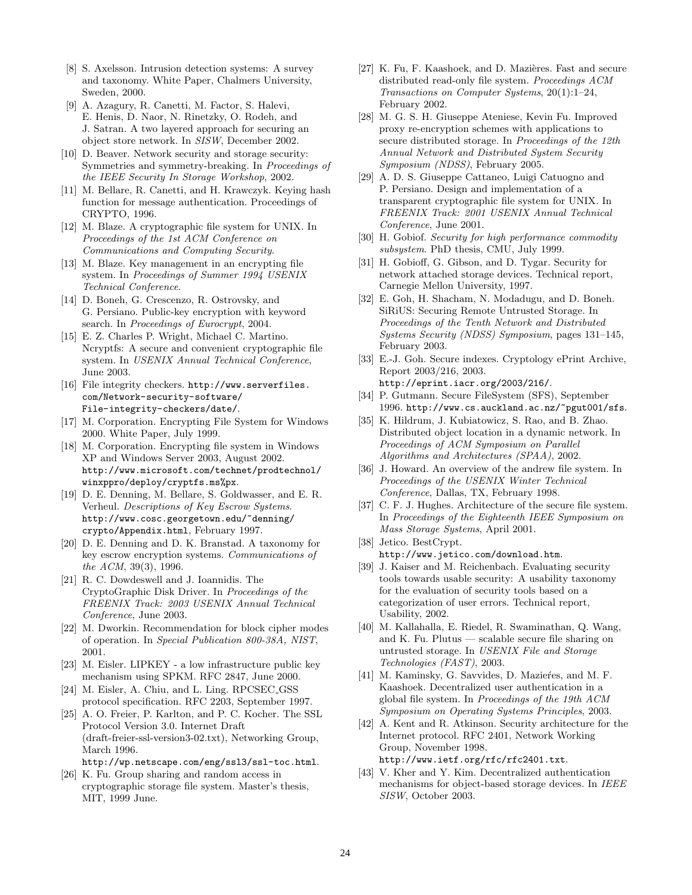- [8] S. Axelsson. Intrusion detection systems: A survey and taxonomy. White Paper, Chalmers University, Sweden, 2000.
- [9] A. Azagury, R. Canetti, M. Factor, S. Halevi, E. Henis, D. Naor, N. Rinetzky, O. Rodeh, and J. Satran. A two layered approach for securing an object store network. In *SISW*, December 2002.
- [10] D. Beaver. Network security and storage security: Symmetries and symmetry-breaking. In *Proceedings of the IEEE Security In Storage Workshop*, 2002.
- [11] M. Bellare, R. Canetti, and H. Krawczyk. Keying hash function for message authentication. Proceedings of CRYPTO, 1996.
- [12] M. Blaze. A cryptographic file system for UNIX. In *Proceedings of the 1st ACM Conference on Communications and Computing Security*.
- [13] M. Blaze. Key management in an encrypting file system. In *Proceedings of Summer 1994 USENIX Technical Conference*.
- [14] D. Boneh, G. Crescenzo, R. Ostrovsky, and G. Persiano. Public-key encryption with keyword search. In *Proceedings of Eurocrypt*, 2004.
- [15] E. Z. Charles P. Wright, Michael C. Martino. Ncryptfs: A secure and convenient cryptographic file system. In *USENIX Annual Technical Conference*, June 2003.
- [16] File integrity checkers. `http://www.serverfiles.com/Network-security-software/File-integrity-checkers/date/`.
- [17] M. Corporation. Encrypting File System for Windows 2000. White Paper, July 1999.
- [18] M. Corporation. Encrypting file system in Windows XP and Windows Server 2003, August 2002. `http://www.microsoft.com/technet/prodtechnol/winxppro/deploy/cryptfs.ms%px`.
- [19] D. E. Denning, M. Bellare, S. Goldwasser, and E. R. Verheul. *Descriptions of Key Escrow Systems*. `http://www.cosc.georgetown.edu/~denning/crypto/Appendix.html`, February 1997.
- [20] D. E. Denning and D. K. Branstad. A taxonomy for key escrow encryption systems. *Communications of the ACM*, 39(3), 1996.
- [21] R. C. Dowdeswell and J. Ioannidis. The CryptoGraphic Disk Driver. In *Proceedings of the FREENIX Track: 2003 USENIX Annual Technical Conference*, June 2003.
- [22] M. Dworkin. Recommendation for block cipher modes of operation. In *Special Publication 800-38A, NIST*, 2001.
- [23] M. Eisler. LIPKEY - a low infrastructure public key mechanism using SPKM. RFC 2847, June 2000.
- [24] M. Eisler, A. Chiu, and L. Ling. RPCSEC_GSS protocol specification. RFC 2203, September 1997.
- [25] A. O. Freier, P. Karlton, and P. C. Kocher. The SSL Protocol Version 3.0. Internet Draft (draft-freier-ssl-version3-02.txt), Networking Group, March 1996. `http://wp.netscape.com/eng/ssl3/ssl-toc.html`.
- [26] K. Fu. Group sharing and random access in cryptographic storage file system. Master's thesis, MIT, 1999 June.
- [27] K. Fu, F. Kaashoek, and D. Mazières. Fast and secure distributed read-only file system. *Proceedings ACM Transactions on Computer Systems*, 20(1):1–24, February 2002.
- [28] M. G. S. H. Giuseppe Ateniese, Kevin Fu. Improved proxy re-encryption schemes with applications to secure distributed storage. In *Proceedings of the 12th Annual Network and Distributed System Security Symposium (NDSS)*, February 2005.
- [29] A. D. S. Giuseppe Cattaneo, Luigi Catuogno and P. Persiano. Design and implementation of a transparent cryptographic file system for UNIX. In *FREENIX Track: 2001 USENIX Annual Technical Conference*, June 2001.
- [30] H. Gobiof. *Security for high performance commodity subsystem*. PhD thesis, CMU, July 1999.
- [31] H. Gobioff, G. Gibson, and D. Tygar. Security for network attached storage devices. Technical report, Carnegie Mellon University, 1997.
- [32] E. Goh, H. Shacham, N. Modadugu, and D. Boneh. SiRiUS: Securing Remote Untrusted Storage. In *Proceedings of the Tenth Network and Distributed Systems Security (NDSS) Symposium*, pages 131–145, February 2003.
- [33] E.-J. Goh. Secure indexes. Cryptology ePrint Archive, Report 2003/216, 2003. `http://eprint.iacr.org/2003/216/`.
- [34] P. Gutmann. Secure FileSystem (SFS), September 1996. `http://www.cs.auckland.ac.nz/~pgut001/sfs`.
- [35] K. Hildrum, J. Kubiatowicz, S. Rao, and B. Zhao. Distributed object location in a dynamic network. In *Proceedings of ACM Symposium on Parallel Algorithms and Architectures (SPAA)*, 2002.
- [36] J. Howard. An overview of the andrew file system. In *Proceedings of the USENIX Winter Technical Conference*, Dallas, TX, February 1998.
- [37] C. F. J. Hughes. Architecture of the secure file system. In *Proceedings of the Eighteenth IEEE Symposium on Mass Storage Systems*, April 2001.
- [38] Jetico. BestCrypt. `http://www.jetico.com/download.htm`.
- [39] J. Kaiser and M. Reichenbach. Evaluating security tools towards usable security: A usability taxonomy for the evaluation of security tools based on a categorization of user errors. Technical report, Usability, 2002.
- [40] M. Kallahalla, E. Riedel, R. Swaminathan, Q. Wang, and K. Fu. Plutus — scalable secure file sharing on untrusted storage. In *USENIX File and Storage Technologies (FAST)*, 2003.
- [41] M. Kaminsky, G. Savvides, D. Mazieŕes, and M. F. Kaashoek. Decentralized user authentication in a global file system. In *Proceedings of the 19th ACM Symposium on Operating Systems Principles*, 2003.
- [42] A. Kent and R. Atkinson. Security architecture for the Internet protocol. RFC 2401, Network Working Group, November 1998. `http://www.ietf.org/rfc/rfc2401.txt`.
- [43] V. Kher and Y. Kim. Decentralized authentication mechanisms for object-based storage devices. In *IEEE SISW*, October 2003.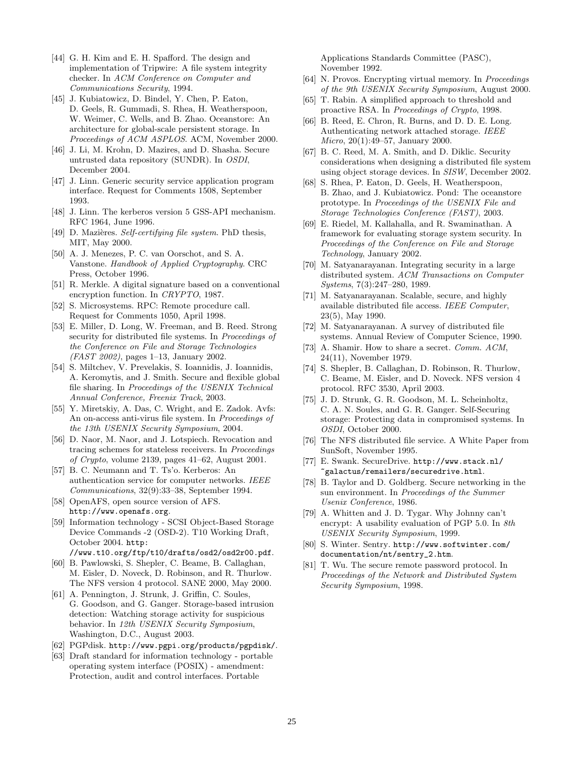[44] G. H. Kim and E. H. Spafford. The design and implementation of Tripwire: A file system integrity checker. In *ACM Conference on Computer and Communications Security*, 1994.

[45] J. Kubiatowicz, D. Bindel, Y. Chen, P. Eaton, D. Geels, R. Gummadi, S. Rhea, H. Weatherspoon, W. Weimer, C. Wells, and B. Zhao. Oceanstore: An architecture for global-scale persistent storage. In *Proceedings of ACM ASPLOS*. ACM, November 2000.

[46] J. Li, M. Krohn, D. Mazires, and D. Shasha. Secure untrusted data repository (SUNDR). In *OSDI*, December 2004.

[47] J. Linn. Generic security service application program interface. Request for Comments 1508, September 1993.

[48] J. Linn. The kerberos version 5 GSS-API mechanism. RFC 1964, June 1996.

[49] D. Mazières. *Self-certifying file system*. PhD thesis, MIT, May 2000.

[50] A. J. Menezes, P. C. van Oorschot, and S. A. Vanstone. *Handbook of Applied Cryptography*. CRC Press, October 1996.

[51] R. Merkle. A digital signature based on a conventional encryption function. In *CRYPTO*, 1987.

[52] S. Microsystems. RPC: Remote procedure call. Request for Comments 1050, April 1998.

[53] E. Miller, D. Long, W. Freeman, and B. Reed. Strong security for distributed file systems. In *Proceedings of the Conference on File and Storage Technologies (FAST 2002)*, pages 1–13, January 2002.

[54] S. Miltchev, V. Prevelakis, S. Ioannidis, J. Ioannidis, A. Keromytis, and J. Smith. Secure and flexible global file sharing. In *Proceedings of the USENIX Technical Annual Conference, Freenix Track*, 2003.

[55] Y. Miretskiy, A. Das, C. Wright, and E. Zadok. Avfs: An on-access anti-virus file system. In *Proceedings of the 13th USENIX Security Symposium*, 2004.

[56] D. Naor, M. Naor, and J. Lotspiech. Revocation and tracing schemes for stateless receivers. In *Proceedings of Crypto*, volume 2139, pages 41–62, August 2001.

[57] B. C. Neumann and T. Ts'o. Kerberos: An authentication service for computer networks. *IEEE Communications*, 32(9):33–38, September 1994.

[58] OpenAFS, open source version of AFS. `http://www.openafs.org`.

[59] Information technology - SCSI Object-Based Storage Device Commands -2 (OSD-2). T10 Working Draft, October 2004. `http://www.t10.org/ftp/t10/drafts/osd2/osd2r00.pdf`.

[60] B. Pawlowski, S. Shepler, C. Beame, B. Callaghan, M. Eisler, D. Noveck, D. Robinson, and R. Thurlow. The NFS version 4 protocol. SANE 2000, May 2000.

[61] A. Pennington, J. Strunk, J. Griffin, C. Soules, G. Goodson, and G. Ganger. Storage-based intrusion detection: Watching storage activity for suspicious behavior. In *12th USENIX Security Symposium*, Washington, D.C., August 2003.

[62] PGPdisk. `http://www.pgpi.org/products/pgpdisk/`.

[63] Draft standard for information technology - portable operating system interface (POSIX) - amendment: Protection, audit and control interfaces. Portable Applications Standards Committee (PASC), November 1992.

[64] N. Provos. Encrypting virtual memory. In *Proceedings of the 9th USENIX Security Symposium*, August 2000.

[65] T. Rabin. A simplified approach to threshold and proactive RSA. In *Proceedings of Crypto*, 1998.

[66] B. Reed, E. Chron, R. Burns, and D. D. E. Long. Authenticating network attached storage. *IEEE Micro*, 20(1):49–57, January 2000.

[67] B. C. Reed, M. A. Smith, and D. Diklic. Security considerations when designing a distributed file system using object storage devices. In *SISW*, December 2002.

[68] S. Rhea, P. Eaton, D. Geels, H. Weatherspoon, B. Zhao, and J. Kubiatowicz. Pond: The oceanstore prototype. In *Proceedings of the USENIX File and Storage Technologies Conference (FAST)*, 2003.

[69] E. Riedel, M. Kallahalla, and R. Swaminathan. A framework for evaluating storage system security. In *Proceedings of the Conference on File and Storage Technology*, January 2002.

[70] M. Satyanarayanan. Integrating security in a large distributed system. *ACM Transactions on Computer Systems*, 7(3):247–280, 1989.

[71] M. Satyanarayanan. Scalable, secure, and highly available distributed file access. *IEEE Computer*, 23(5), May 1990.

[72] M. Satyanarayanan. A survey of distributed file systems. Annual Review of Computer Science, 1990.

[73] A. Shamir. How to share a secret. *Comm. ACM*, 24(11), November 1979.

[74] S. Shepler, B. Callaghan, D. Robinson, R. Thurlow, C. Beame, M. Eisler, and D. Noveck. NFS version 4 protocol. RFC 3530, April 2003.

[75] J. D. Strunk, G. R. Goodson, M. L. Scheinholtz, C. A. N. Soules, and G. R. Ganger. Self-Securing storage: Protecting data in compromised systems. In *OSDI*, October 2000.

[76] The NFS distributed file service. A White Paper from SunSoft, November 1995.

[77] E. Swank. SecureDrive. `http://www.stack.nl/~galactus/remailers/securedrive.html`.

[78] B. Taylor and D. Goldberg. Secure networking in the sun environment. In *Proceedings of the Summer Usenix Conference*, 1986.

[79] A. Whitten and J. D. Tygar. Why Johnny can't encrypt: A usability evaluation of PGP 5.0. In *8th USENIX Security Symposium*, 1999.

[80] S. Winter. Sentry. `http://www.softwinter.com/documentation/nt/sentry_2.htm`.

[81] T. Wu. The secure remote password protocol. In *Proceedings of the Network and Distributed System Security Symposium*, 1998.